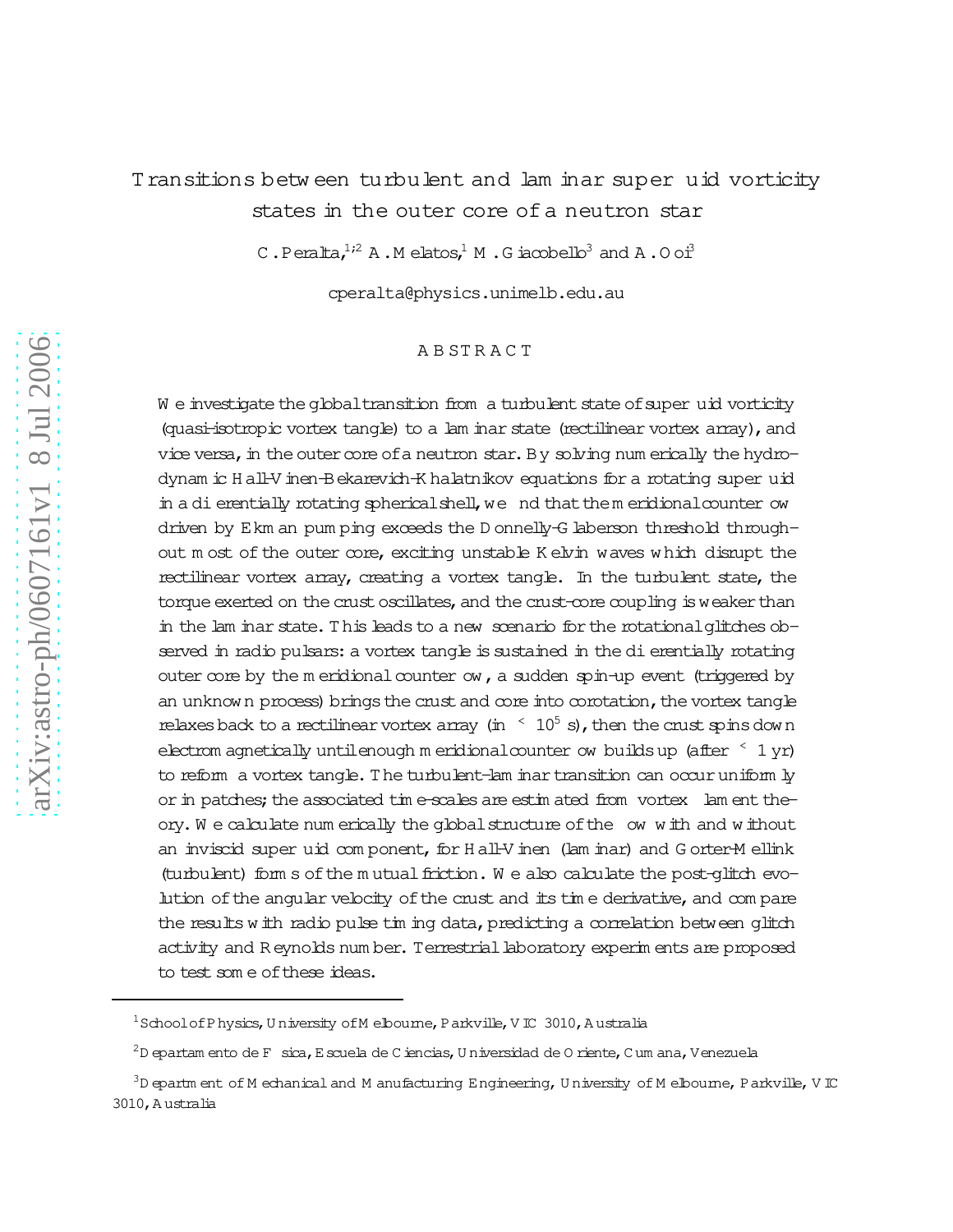# Transitions between turbulent and laminar superfluid vorticity states in the outer core of a neutron star

C. Peralta,[1,2] A. Melatos,[1] M. Giacobello[3] and A. Ooi[3]

cperalta@physics.unimelb.edu.au

## ABSTRACT

We investigate the global transition from a turbulent state of superfluid vorticity (quasi-isotropic vortex tangle) to a laminar state (rectilinear vortex array), and vice versa, in the outer core of a neutron star. By solving numerically the hydrodynamic Hall-Vinen-Bekarevich-Khalatnikov equations for a rotating superfluid in a differentially rotating spherical shell, we find that the meridional counterflow driven by Ekman pumping exceeds the Donnelly-Glaberson threshold throughout most of the outer core, exciting unstable Kelvin waves which disrupt the rectilinear vortex array, creating a vortex tangle. In the turbulent state, the torque exerted on the crust oscillates, and the crust-core coupling is weaker than in the laminar state. This leads to a new scenario for the rotational glitches observed in radio pulsars: a vortex tangle is sustained in the differentially rotating outer core by the meridional counterflow, a sudden spin-up event (triggered by an unknown process) brings the crust and core into corotation, the vortex tangle relaxes back to a rectilinear vortex array (in $\lesssim 10^5$ s), then the crust spins down electromagnetically until enough meridional counterflow builds up (after $\lesssim 1$ yr) to reform a vortex tangle. The turbulent-laminar transition can occur uniformly or in patches; the associated time-scales are estimated from vortex filament theory. We calculate numerically the global structure of the flow with and without an inviscid superfluid component, for Hall-Vinen (laminar) and Gorter-Mellink (turbulent) forms of the mutual friction. We also calculate the post-glitch evolution of the angular velocity of the crust and its time derivative, and compare the results with radio pulse timing data, predicting a correlation between glitch activity and Reynolds number. Terrestrial laboratory experiments are proposed to test some of these ideas.

---

[1] School of Physics, University of Melbourne, Parkville, VIC 3010, Australia

[2] Departamento de Física, Escuela de Ciencias, Universidad de Oriente, Cumana, Venezuela

[3] Department of Mechanical and Manufacturing Engineering, University of Melbourne, Parkville, VIC 3010, Australia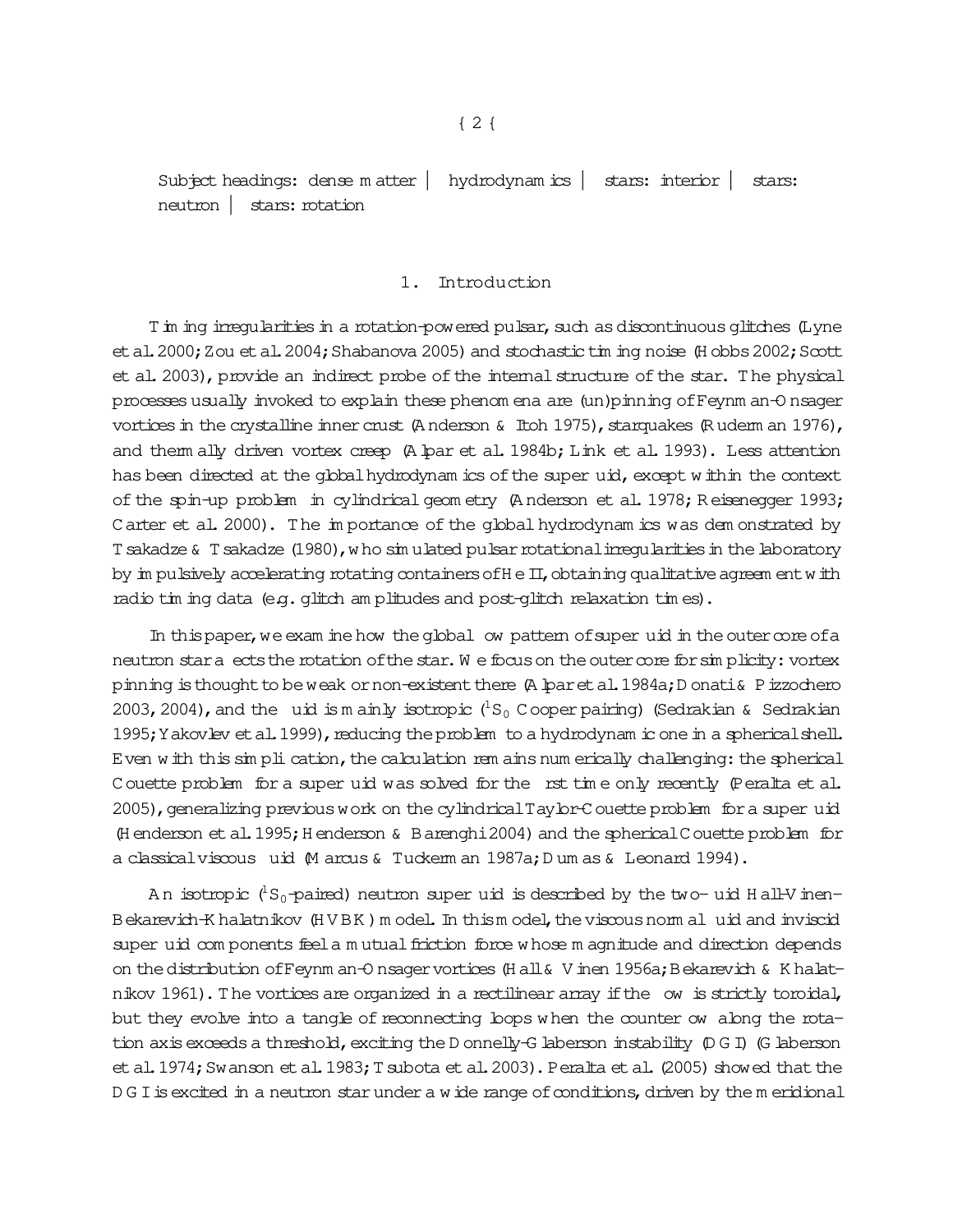Subject headings: dense matter — hydrodynamics — stars: interior — stars: neutron — stars: rotation

## 1. Introduction

Timing irregularities in a rotation-powered pulsar, such as discontinuous glitches (Lyne et al. 2000; Zou et al. 2004; Shabanova 2005) and stochastic timing noise (Hobbs 2002; Scott et al. 2003), provide an indirect probe of the internal structure of the star. The physical processes usually invoked to explain these phenomena are (un)pinning of Feynman-Onsager vortices in the crystalline inner crust (Anderson & Itoh 1975), starquakes (Ruderman 1976), and thermally driven vortex creep (Alpar et al. 1984b; Link et al. 1993). Less attention has been directed at the global hydrodynamics of the superfluid, except within the context of the spin-up problem in cylindrical geometry (Anderson et al. 1978; Reisenegger 1993; Carter et al. 2000). The importance of the global hydrodynamics was demonstrated by Tsakadze & Tsakadze (1980), who simulated pulsar rotational irregularities in the laboratory by impulsively accelerating rotating containers of He II, obtaining qualitative agreement with radio timing data (e.g. glitch amplitudes and post-glitch relaxation times).

In this paper, we examine how the global flow pattern of superfluid in the outer core of a neutron star affects the rotation of the star. We focus on the outer core for simplicity: vortex pinning is thought to be weak or non-existent there (Alpar et al. 1984a; Donati & Pizzochero 2003, 2004), and the fluid is mainly isotropic ($^1S_0$ Cooper pairing) (Sedrakian & Sedrakian 1995; Yakovlev et al. 1999), reducing the problem to a hydrodynamic one in a spherical shell. Even with this simplification, the calculation remains numerically challenging: the spherical Couette problem for a superfluid was solved for the first time only recently (Peralta et al. 2005), generalizing previous work on the cylindrical Taylor-Couette problem for a superfluid (Henderson et al. 1995; Henderson & Barenghi 2004) and the spherical Couette problem for a classical viscous fluid (Marcus & Tuckerman 1987a; Dumas & Leonard 1994).

An isotropic ($^1S_0$-paired) neutron superfluid is described by the two-fluid Hall-Vinen-Bekarevich-Khalatnikov (HVBK) model. In this model, the viscous normal fluid and inviscid superfluid components feel a mutual friction force whose magnitude and direction depends on the distribution of Feynman-Onsager vortices (Hall & Vinen 1956a; Bekarevich & Khalatnikov 1961). The vortices are organized in a rectilinear array if the flow is strictly toroidal, but they evolve into a tangle of reconnecting loops when the counterflow along the rotation axis exceeds a threshold, exciting the Donnelly-Glaberson instability (DGI) (Glaberson et al. 1974; Swanson et al. 1983; Tsubota et al. 2003). Peralta et al. (2005) showed that the DGI is excited in a neutron star under a wide range of conditions, driven by the meridional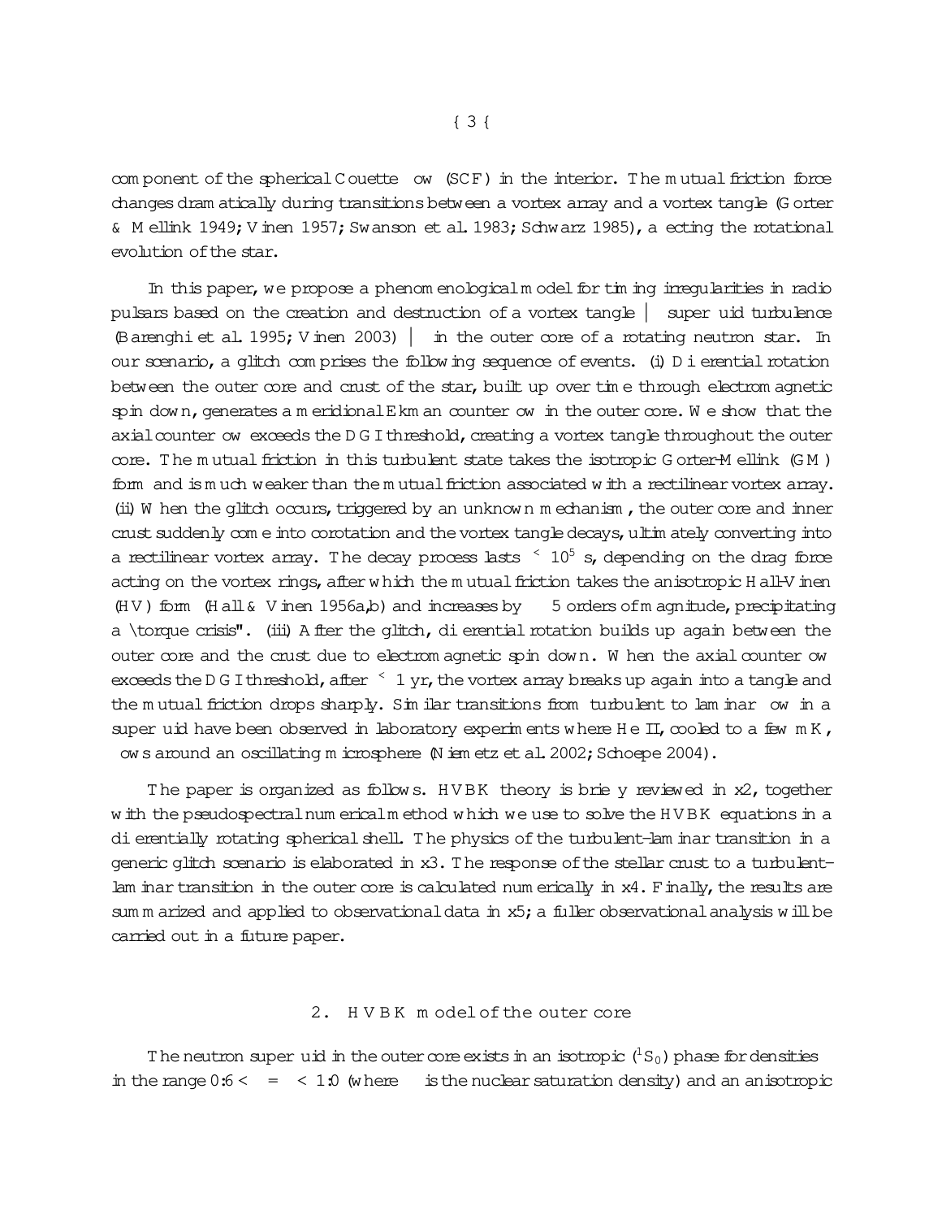component of the spherical Couette flow (SCF) in the interior. The mutual friction force changes dramatically during transitions between a vortex array and a vortex tangle (Gorter & Mellink 1949; Vinen 1957; Swanson et al. 1983; Schwarz 1985), affecting the rotational evolution of the star.

In this paper, we propose a phenomenological model for timing irregularities in radio pulsars based on the creation and destruction of a vortex tangle — superfluid turbulence (Barenghi et al. 1995; Vinen 2003) — in the outer core of a rotating neutron star. In our scenario, a glitch comprises the following sequence of events. (i) Differential rotation between the outer core and crust of the star, built up over time through electromagnetic spin down, generates a meridional Ekman counterflow in the outer core. We show that the axial counterflow exceeds the DGI threshold, creating a vortex tangle throughout the outer core. The mutual friction in this turbulent state takes the isotropic Gorter-Mellink (GM) form and is much weaker than the mutual friction associated with a rectilinear vortex array. (ii) When the glitch occurs, triggered by an unknown mechanism, the outer core and inner crust suddenly come into corotation and the vortex tangle decays, ultimately converting into a rectilinear vortex array. The decay process lasts $\lesssim 10^5$ s, depending on the drag force acting on the vortex rings, after which the mutual friction takes the anisotropic Hall-Vinen (HV) form (Hall & Vinen 1956a,b) and increases by $\sim 5$ orders of magnitude, precipitating a "torque crisis". (iii) After the glitch, differential rotation builds up again between the outer core and the crust due to electromagnetic spin down. When the axial counterflow exceeds the DGI threshold, after $\lesssim 1$ yr, the vortex array breaks up again into a tangle and the mutual friction drops sharply. Similar transitions from turbulent to laminar flow in a superfluid have been observed in laboratory experiments where He II, cooled to a few mK, flows around an oscillating microsphere (Niemetz et al. 2002; Schoepe 2004).

The paper is organized as follows. HVBK theory is briefly reviewed in §2, together with the pseudospectral numerical method which we use to solve the HVBK equations in a differentially rotating spherical shell. The physics of the turbulent-laminar transition in a generic glitch scenario is elaborated in §3. The response of the stellar crust to a turbulent-laminar transition in the outer core is calculated numerically in §4. Finally, the results are summarized and applied to observational data in §5; a fuller observational analysis will be carried out in a future paper.

## 2. HVBK model of the outer core

The neutron superfluid in the outer core exists in an isotropic ($^1S_0$) phase for densities in the range $0.6 < \rho/\rho_* < 1.0$ (where $\rho_*$ is the nuclear saturation density) and an anisotropic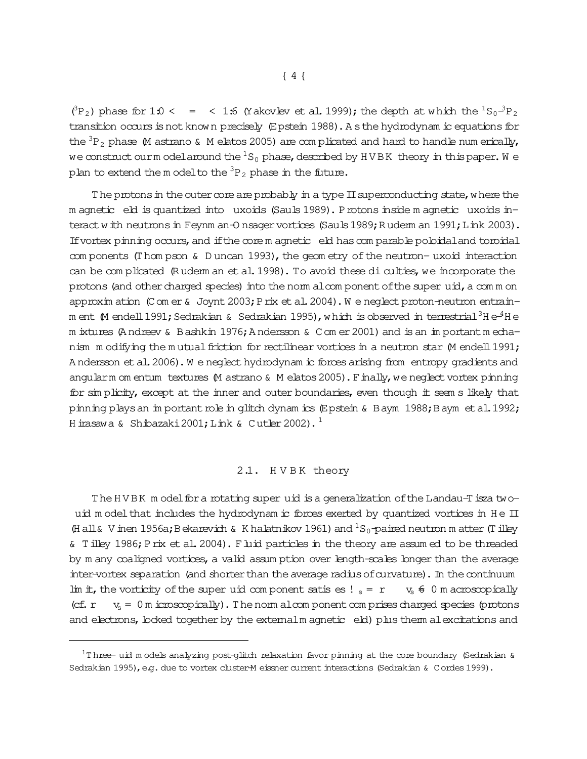($^3P_2$) phase for $1.0 < \rho/\rho_* < 1.6$ (Yakovlev et al. 1999); the depth at which the $^1S_0$–$^3P_2$ transition occurs is not known precisely (Epstein 1988). As the hydrodynamic equations for the $^3P_2$ phase (Mastrano & Melatos 2005) are complicated and hard to handle numerically, we construct our model around the $^1S_0$ phase, described by HVBK theory in this paper. We plan to extend the model to the $^3P_2$ phase in the future.

The protons in the outer core are probably in a type II superconducting state, where the magnetic field is quantized into fluxoids (Sauls 1989). Protons inside magnetic fluxoids interact with neutrons in Feynman-Onsager vortices (Sauls 1989; Ruderman 1991; Link 2003). If vortex pinning occurs, and if the core magnetic field has comparable poloidal and toroidal components (Thompson & Duncan 1993), the geometry of the neutron–fluxoid interaction can be complicated (Ruderman et al. 1998). To avoid these difficulties, we incorporate the protons (and other charged species) into the normal component of the superfluid, a common approximation (Comer & Joynt 2003; Prix et al. 2004). We neglect proton-neutron entrainment (Mendell 1991; Sedrakian & Sedrakian 1995), which is observed in terrestrial $^3$He–$^4$He mixtures (Andreev & Bashkin 1976; Andersson & Comer 2001) and is an important mechanism modifying the mutual friction for rectilinear vortices in a neutron star (Mendell 1991; Andersson et al. 2006). We neglect hydrodynamic forces arising from entropy gradients and angular momentum textures (Mastrano & Melatos 2005). Finally, we neglect vortex pinning for simplicity, except at the inner and outer boundaries, even though it seems likely that pinning plays an important role in glitch dynamics (Epstein & Baym 1988; Baym et al. 1992; Hirasawa & Shibazaki 2001; Link & Cutler 2002).[1]

### 2.1. HVBK theory

The HVBK model for a rotating superfluid is a generalization of the Landau–Tisza two-fluid model that includes the hydrodynamic forces exerted by quantized vortices in He II (Hall & Vinen 1956a; Bekarevich & Khalatnikov 1961) and $^1S_0$-paired neutron matter (Tilley & Tilley 1986; Prix et al. 2004). Fluid particles in the theory are assumed to be threaded by many coaligned vortices, a valid assumption over length-scales longer than the average inter-vortex separation (and shorter than the average radius of curvature). In the continuum limit, the vorticity of the superfluid component satisfies $\boldsymbol{\omega}_s = \nabla \times \mathbf{v}_s \neq 0$ macroscopically (cf. $\nabla \times \mathbf{v}_s = 0$ microscopically). The normal component comprises charged species (protons and electrons, locked together by the external magnetic field) plus thermal excitations and

[1] Three-fluid models analyzing post-glitch relaxation favor pinning at the core boundary (Sedrakian & Sedrakian 1995), e.g. due to vortex cluster-Meissner current interactions (Sedrakian & Cordes 1999).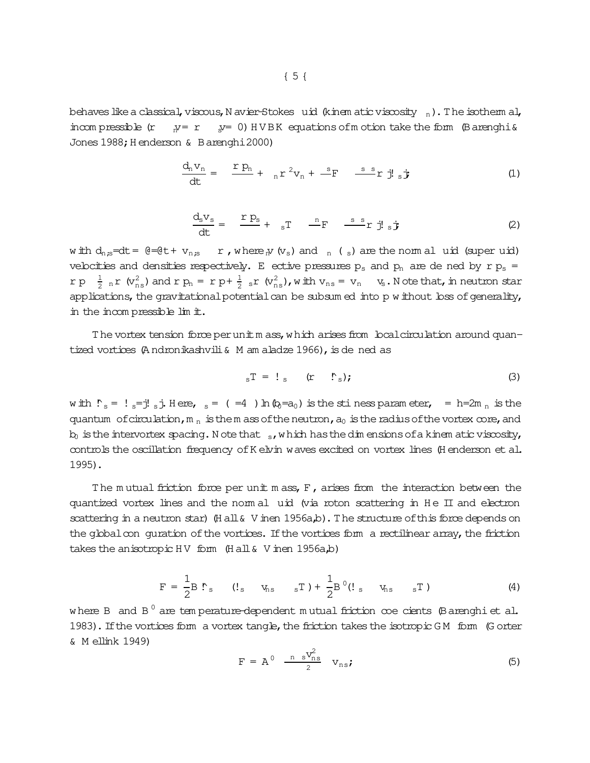behaves like a classical, viscous, Navier-Stokes fluid (kinematic viscosity $\nu_n$). The isothermal, incompressible ($\nabla\cdot v_n = \nabla\cdot v_s = 0$) HVBK equations of motion take the form (Barenghi & Jones 1988; Henderson & Barenghi 2000)

$$\frac{d_n v_n}{dt} = -\frac{\nabla p_n}{\rho} + \nu_n \nabla^2 v_n + \frac{\rho_s}{\rho} F - \frac{\rho_s \nu_s}{\rho} \nabla |\omega_s| \; , \tag{1}$$

$$\frac{d_s v_s}{dt} = -\frac{\nabla p_s}{\rho} + \nu_s T - \frac{\rho_n}{\rho} F - \frac{\rho_s \nu_s}{\rho} \nabla |\omega_s| \; , \tag{2}$$

with $d_{n,s}/dt = \partial/\partial t + v_{n,s} \cdot \nabla$, where $v_n$ ($v_s$) and $\rho_n$ ($\rho_s$) are the normal fluid (superfluid) velocities and densities respectively. Effective pressures $p_s$ and $p_n$ are defined by $\nabla p_s = \nabla p - \frac{1}{2}\rho_n \nabla (v_{ns}^2)$ and $\nabla p_n = \nabla p + \frac{1}{2}\rho_s \nabla (v_{ns}^2)$, with $v_{ns} = v_n - v_s$. Note that, in neutron star applications, the gravitational potential can be subsumed into $p$ without loss of generality, in the incompressible limit.

The vortex tension force per unit mass, which arises from local circulation around quantized vortices (Andronikashvili & Mamaladze 1966), is defined as

$$T = \omega_s \times (\nabla \times \hat{\omega}_s) \; , \tag{3}$$

with $\hat{\omega}_s = \omega_s/|\omega_s|$. Here, $\nu_s = (\Gamma/4\pi)\ln(b_0/a_0)$ is the stiffness parameter, $\Gamma = h/2m_n$ is the quantum of circulation, $m_n$ is the mass of the neutron, $a_0$ is the radius of the vortex core, and $b_0$ is the intervortex spacing. Note that $\nu_s$, which has the dimensions of a kinematic viscosity, controls the oscillation frequency of Kelvin waves excited on vortex lines (Henderson et al. 1995).

The mutual friction force per unit mass, $F$, arises from the interaction between the quantized vortex lines and the normal fluid (via roton scattering in He II and electron scattering in a neutron star) (Hall & Vinen 1956a,b). The structure of this force depends on the global configuration of the vortices. If the vortices form a rectilinear array, the friction takes the anisotropic HV form (Hall & Vinen 1956a,b)

$$F = \frac{1}{2} B \hat{\omega}_s \times (\omega_s \times v_{ns} - \nu_s T) + \frac{1}{2} B'(\omega_s \times v_{ns} - \nu_s T) \tag{4}$$

where $B$ and $B'$ are temperature-dependent mutual friction coefficients (Barenghi et al. 1983). If the vortices form a vortex tangle, the friction takes the isotropic GM form (Gorter & Mellink 1949)

$$F = A' \frac{\rho_n \rho_s v_{ns}^2}{\rho^2} v_{ns} \; , \tag{5}$$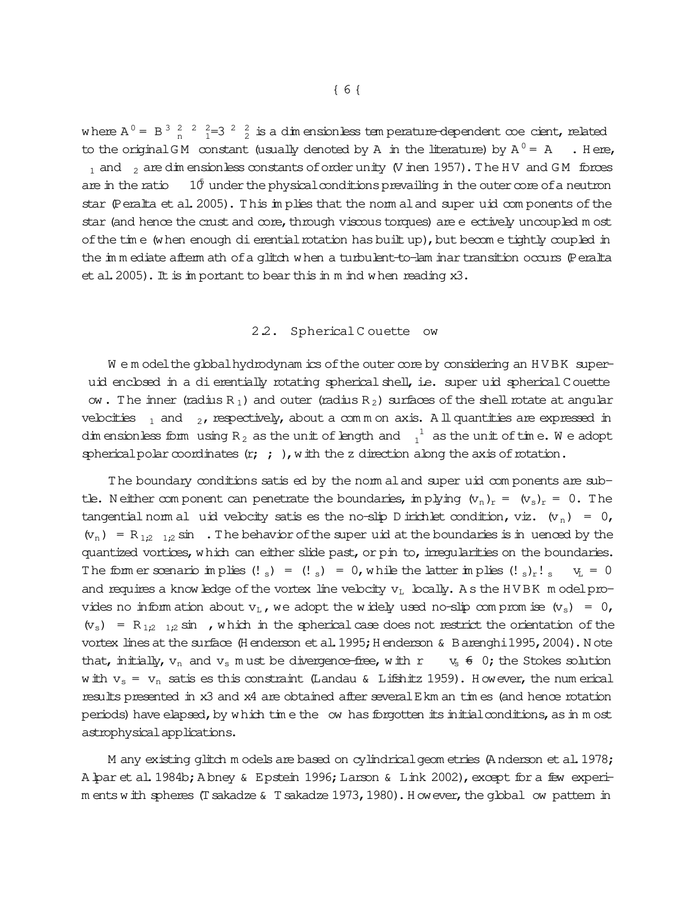where $A' = B^3 \rho_n^2 \kappa^2 \alpha_1^2 / 3 \rho^2 \alpha_2^2$ is a dimensionless temperature-dependent coefficient, related to the original GM constant (usually denoted by $A$ in the literature) by $A' = A\rho\kappa$. Here, $\alpha_1$ and $\alpha_2$ are dimensionless constants of order unity (Vinen 1957). The HV and GM forces are in the ratio $\approx 10^5$ under the physical conditions prevailing in the outer core of a neutron star (Peralta et al. 2005). This implies that the normal and superfluid components of the star (and hence the crust and core, through viscous torques) are effectively uncoupled most of the time (when enough differential rotation has built up), but become tightly coupled in the immediate aftermath of a glitch when a turbulent-to-laminar transition occurs (Peralta et al. 2005). It is important to bear this in mind when reading §3.

## 2.2. Spherical Couette flow

We model the global hydrodynamics of the outer core by considering an HVBK superfluid enclosed in a differentially rotating spherical shell, i.e. superfluid spherical Couette flow. The inner (radius $R_1$) and outer (radius $R_2$) surfaces of the shell rotate at angular velocities $\Omega_1$ and $\Omega_2$, respectively, about a common axis. All quantities are expressed in dimensionless form using $R_2$ as the unit of length and $\Omega_1^{-1}$ as the unit of time. We adopt spherical polar coordinates $(r, \theta, \phi)$, with the $z$ direction along the axis of rotation.

The boundary conditions satisfied by the normal and superfluid components are subtle. Neither component can penetrate the boundaries, implying $(\mathbf{v}_n)_r = (\mathbf{v}_s)_r = 0$. The tangential normal fluid velocity satisfies the no-slip Dirichlet condition, viz. $(\mathbf{v}_n)_\theta = 0$, $(\mathbf{v}_n)_\phi = R_{1,2}\Omega_{1,2}\sin\theta$. The behavior of the superfluid at the boundaries is influenced by the quantized vortices, which can either slide past, or pin to, irregularities on the boundaries. The former scenario implies $(\boldsymbol{\omega}_s)_\theta = (\boldsymbol{\omega}_s)_\phi = 0$, while the latter implies $(\boldsymbol{\omega}_s)_r \hat{\boldsymbol{\omega}}_s \cdot \mathbf{v}_L = 0$ and requires a knowledge of the vortex line velocity $\mathbf{v}_L$ locally. As the HVBK model provides no information about $\mathbf{v}_L$, we adopt the widely used no-slip compromise $(\mathbf{v}_s)_\theta = 0$, $(\mathbf{v}_s)_\phi = R_{1,2}\Omega_{1,2}\sin\theta$, which in the spherical case does not restrict the orientation of the vortex lines at the surface (Henderson et al. 1995; Henderson & Barenghi 1995, 2004). Note that, initially, $\mathbf{v}_n$ and $\mathbf{v}_s$ must be divergence-free, with $\nabla \times \mathbf{v}_s \neq 0$; the Stokes solution with $\mathbf{v}_s = \mathbf{v}_n$ satisfies this constraint (Landau & Lifshitz 1959). However, the numerical results presented in §3 and §4 are obtained after several Ekman times (and hence rotation periods) have elapsed, by which time the flow has forgotten its initial conditions, as in most astrophysical applications.

Many existing glitch models are based on cylindrical geometries (Anderson et al. 1978; Alpar et al. 1984b; Abney & Epstein 1996; Larson & Link 2002), except for a few experiments with spheres (Tsakadze & Tsakadze 1973, 1980). However, the global flow pattern in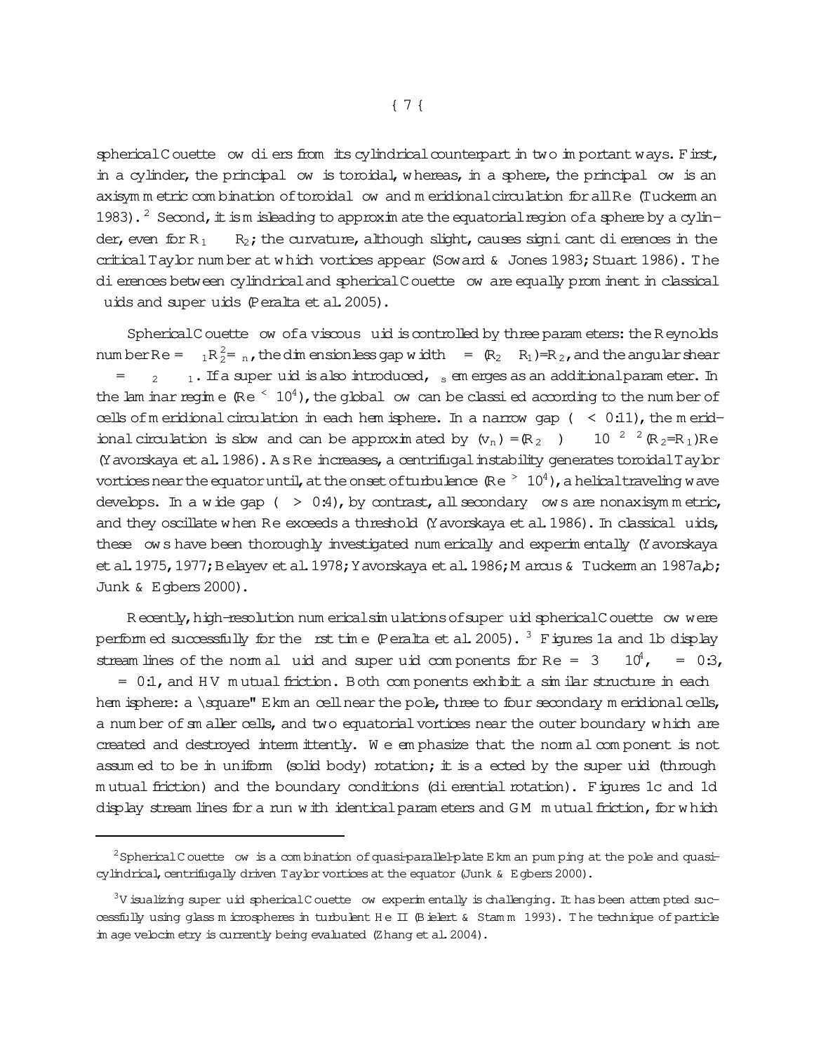spherical Couette flow differs from its cylindrical counterpart in two important ways. First, in a cylinder, the principal flow is toroidal, whereas, in a sphere, the principal flow is an axisymmetric combination of toroidal flow and meridional circulation for all Re (Tuckerman 1983).[2] Second, it is misleading to approximate the equatorial region of a sphere by a cylinder, even for $R_1 \approx R_2$; the curvature, although slight, causes significant differences in the critical Taylor number at which vortices appear (Soward & Jones 1983; Stuart 1986). The differences between cylindrical and spherical Couette flow are equally prominent in classical fluids and superfluids (Peralta et al. 2005).

Spherical Couette flow of a viscous fluid is controlled by three parameters: the Reynolds number $Re = \Omega_1 R_2^2 / \nu_n$, the dimensionless gap width $\delta = (R_2 - R_1)/R_2$, and the angular shear $\Delta\Omega = \Omega_2 - \Omega_1$. If a superfluid is also introduced, $\nu_s$ emerges as an additional parameter. In the laminar regime ($Re \lesssim 10^4$), the global flow can be classified according to the number of cells of meridional circulation in each hemisphere. In a narrow gap ($\delta < 0.11$), the meridional circulation is slow and can be approximated by $\langle v_n \rangle = (R_2\Omega) \approx 10^{-2}\delta^2 (R_2/R_1) Re$ (Yavorskaya et al. 1986). As Re increases, a centrifugal instability generates toroidal Taylor vortices near the equator until, at the onset of turbulence ($Re \gtrsim 10^4$), a helical traveling wave develops. In a wide gap ($\delta > 0.4$), by contrast, all secondary flows are nonaxisymmetric, and they oscillate when Re exceeds a threshold (Yavorskaya et al. 1986). In classical fluids, these flows have been thoroughly investigated numerically and experimentally (Yavorskaya et al. 1975, 1977; Belayev et al. 1978; Yavorskaya et al. 1986; Marcus & Tuckerman 1987a,b; Junk & Egbers 2000).

Recently, high-resolution numerical simulations of superfluid spherical Couette flow were performed successfully for the first time (Peralta et al. 2005).[3] Figures 1a and 1b display streamlines of the normal fluid and superfluid components for $Re = 3 \times 10^4$, $\delta = 0.3$, $\Delta\Omega = 0.1$, and HV mutual friction. Both components exhibit a similar structure in each hemisphere: a "square" Ekman cell near the pole, three to four secondary meridional cells, a number of smaller cells, and two equatorial vortices near the outer boundary which are created and destroyed intermittently. We emphasize that the normal component is not assumed to be in uniform (solid body) rotation; it is affected by the superfluid (through mutual friction) and the boundary conditions (differential rotation). Figures 1c and 1d display streamlines for a run with identical parameters and GM mutual friction, for which

---

[2] Spherical Couette flow is a combination of quasi-parallel-plate Ekman pumping at the pole and quasi-cylindrical, centrifugally driven Taylor vortices at the equator (Junk & Egbers 2000).

[3] Visualizing superfluid spherical Couette flow experimentally is challenging. It has been attempted successfully using glass microspheres in turbulent He II (Bielert & Stamm 1993). The technique of particle image velocimetry is currently being evaluated (Zhang et al. 2004).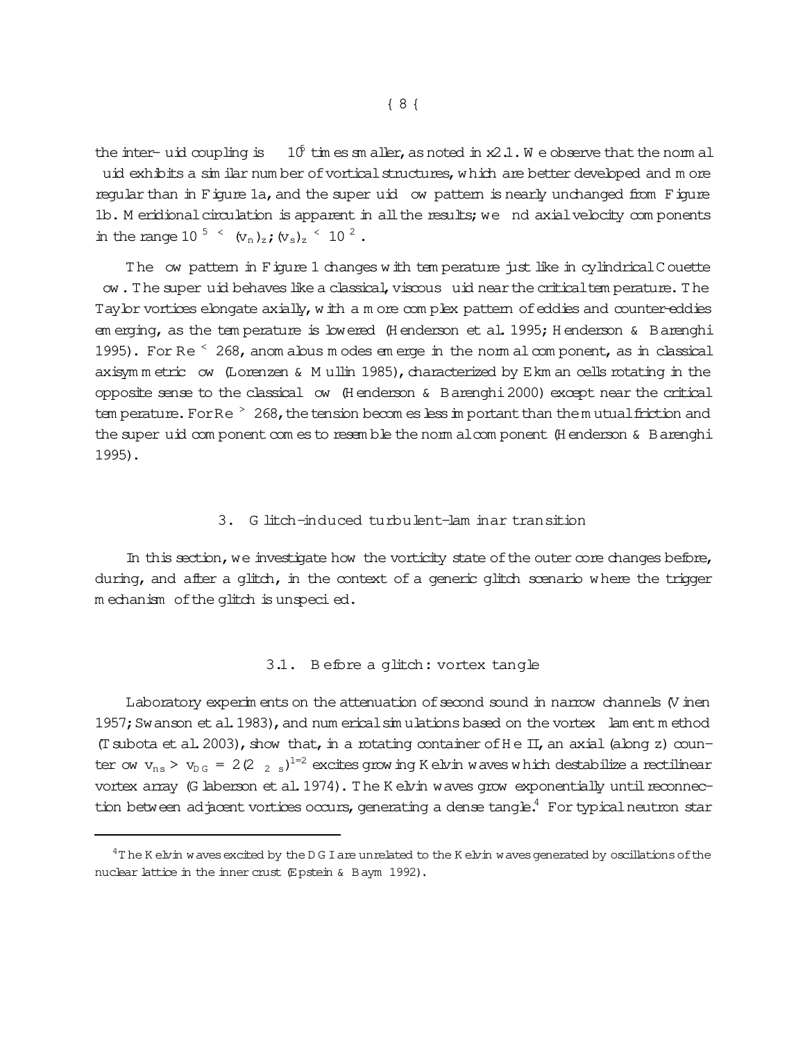the inter-fluid coupling is $\sim 10^5$ times smaller, as noted in §2.1. We observe that the normal fluid exhibits a similar number of vortical structures, which are better developed and more regular than in Figure 1a, and the superfluid flow pattern is nearly unchanged from Figure 1b. Meridional circulation is apparent in all the results; we find axial velocity components in the range $10^{-5} \lesssim (v_n)_z, (v_s)_z \lesssim 10^{-2}$.

The flow pattern in Figure 1 changes with temperature just like in cylindrical Couette flow. The superfluid behaves like a classical, viscous fluid near the critical temperature. The Taylor vortices elongate axially, with a more complex pattern of eddies and counter-eddies emerging, as the temperature is lowered (Henderson et al. 1995; Henderson & Barenghi 1995). For Re $\lesssim$ 268, anomalous modes emerge in the normal component, as in classical axisymmetric flow (Lorenzen & Mullin 1985), characterized by Ekman cells rotating in the opposite sense to the classical flow (Henderson & Barenghi 2000) except near the critical temperature. For Re $\gtrsim$ 268, the tension becomes less important than the mutual friction and the superfluid component comes to resemble the normal component (Henderson & Barenghi 1995).

## 3. Glitch-induced turbulent-laminar transition

In this section, we investigate how the vorticity state of the outer core changes before, during, and after a glitch, in the context of a generic glitch scenario where the trigger mechanism of the glitch is unspecified.

### 3.1. Before a glitch: vortex tangle

Laboratory experiments on the attenuation of second sound in narrow channels (Vinen 1957; Swanson et al. 1983), and numerical simulations based on the vortex filament method (Tsubota et al. 2003), show that, in a rotating container of He II, an axial (along $z$) counterflow $v_{ns} > v_{DG} = 2(2\Omega\nu_s)^{1/2}$ excites growing Kelvin waves which destabilize a rectilinear vortex array (Glaberson et al. 1974). The Kelvin waves grow exponentially until reconnection between adjacent vortices occurs, generating a dense tangle.[4] For typical neutron star

---

[4] The Kelvin waves excited by the DGI are unrelated to the Kelvin waves generated by oscillations of the nuclear lattice in the inner crust (Epstein & Baym 1992).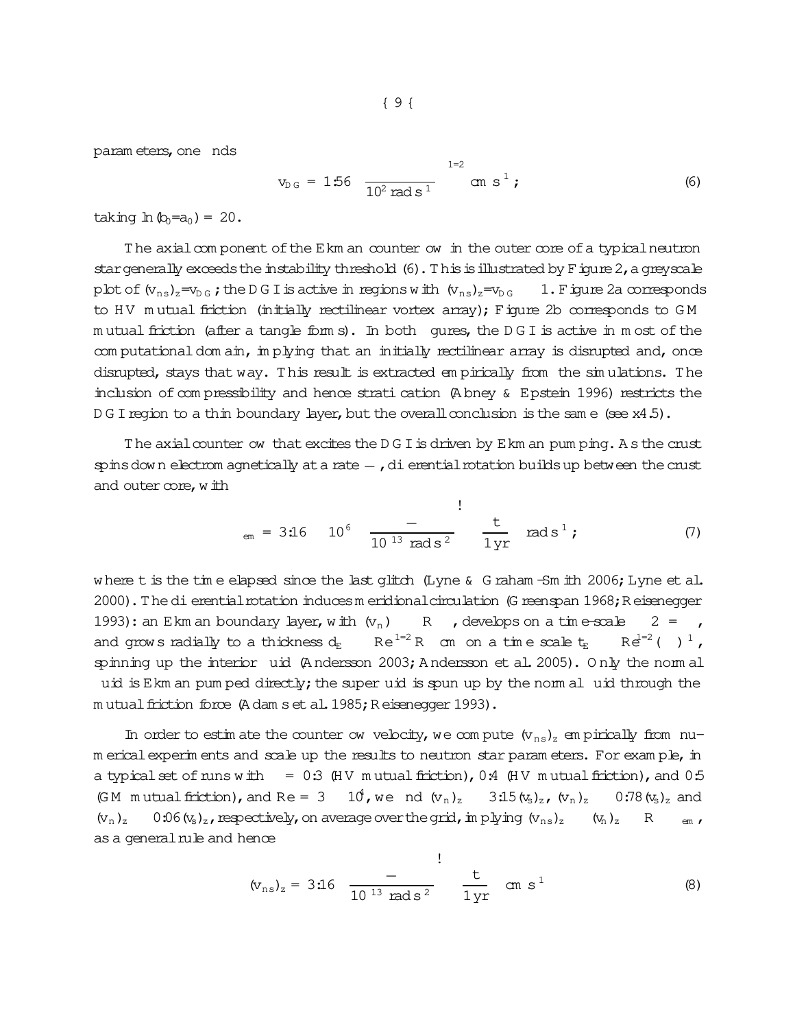parameters, one finds

$$v_{DG} = 1.56 \left(\frac{\Omega}{10^2 \, \mathrm{rad\,s^{-1}}}\right)^{1/2} \mathrm{cm\,s^{-1}} \, ; \tag{6}$$

taking $\ln(b_0/a_0) = 20$.

The axial component of the Ekman counterflow in the outer core of a typical neutron star generally exceeds the instability threshold (6). This is illustrated by Figure 2, a greyscale plot of $(v_{ns})_z/v_{DG}$; the DGI is active in regions with $(v_{ns})_z/v_{DG} \gtrsim 1$. Figure 2a corresponds to HV mutual friction (initially rectilinear vortex array); Figure 2b corresponds to GM mutual friction (after a tangle forms). In both figures, the DGI is active in most of the computational domain, implying that an initially rectilinear array is disrupted and, once disrupted, stays that way. This result is extracted empirically from the simulations. The inclusion of compressibility and hence stratification (Abney & Epstein 1996) restricts the DGI region to a thin boundary layer, but the overall conclusion is the same (see §4.5).

The axial counterflow that excites the DGI is driven by Ekman pumping. As the crust spins down electromagnetically at a rate $\dot{\Omega}$, differential rotation builds up between the crust and outer core, with

$$\Delta\Omega_{em} = 3.16 \times 10^{-6} \left(\frac{\dot{\Omega}}{10^{-13} \, \mathrm{rad\,s^{-2}}}\right) \left(\frac{t}{1\,\mathrm{yr}}\right) \mathrm{rad\,s^{-1}} \, ; \tag{7}$$

where $t$ is the time elapsed since the last glitch (Lyne & Graham-Smith 2006; Lyne et al. 2000). The differential rotation induces meridional circulation (Greenspan 1968; Reisenegger 1993): an Ekman boundary layer, with $(v_n) \sim R\Delta\Omega$, develops on a time-scale $\sim 2\pi/\Omega$, and grows radially to a thickness $d_E \sim \mathrm{Re}^{-1/2} R$ cm on a time scale $t_E \sim \mathrm{Re}^{1/2} (\Omega)^{-1}$, spinning up the interior fluid (Andersson 2003; Andersson et al. 2005). Only the normal fluid is Ekman pumped directly; the superfluid is spun up by the normal fluid through the mutual friction force (Adams et al. 1985; Reisenegger 1993).

In order to estimate the counterflow velocity, we compute $(v_{ns})_z$ empirically from numerical experiments and scale up the results to neutron star parameters. For example, in a typical set of runs with $\Delta\Omega = 0.3$ (HV mutual friction), 0.4 (HV mutual friction), and 0.5 (GM mutual friction), and $\mathrm{Re} = 3 \times 10^4$, we find $(v_n)_z \approx 3.15 (v_s)_z$, $(v_n)_z \approx 0.78 (v_s)_z$ and $(v_n)_z \approx 0.06 (v_s)_z$, respectively, on average over the grid, implying $(v_{ns})_z \approx (v_n)_z \approx R\Delta\Omega_{em}$, as a general rule and hence

$$(v_{ns})_z = 3.16 \left(\frac{\dot{\Omega}}{10^{-13} \, \mathrm{rad\,s^{-2}}}\right) \left(\frac{t}{1\,\mathrm{yr}}\right) \mathrm{cm\,s^{-1}} \tag{8}$$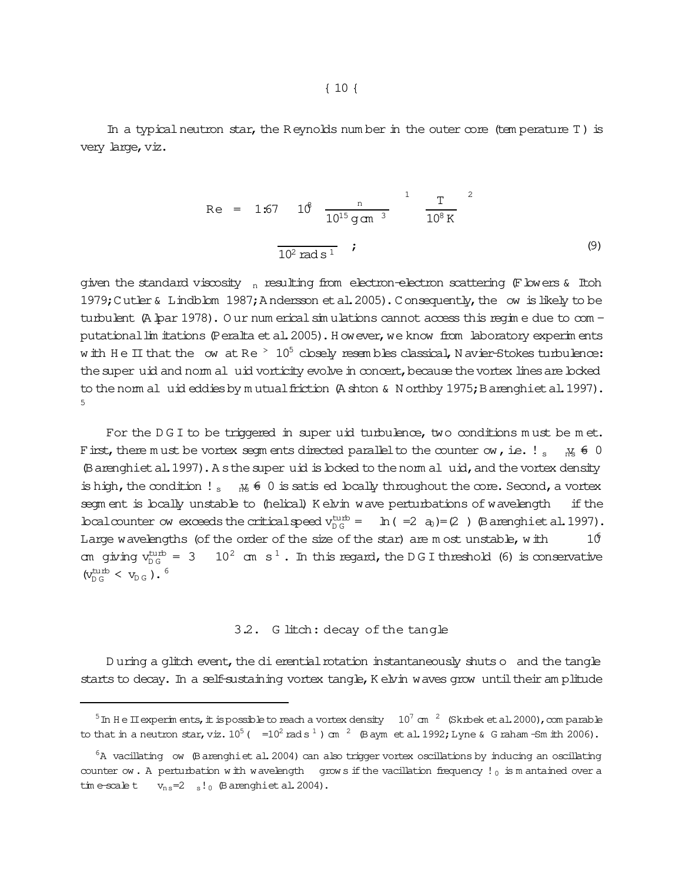In a typical neutron star, the Reynolds number in the outer core (temperature $T$) is very large, viz.

$$
\mathrm{Re} = 1.67 \times 10^{8} \left( \frac{\rho_n}{10^{15}\,\mathrm{g\,cm^{-3}}} \right)^{-1} \left( \frac{T}{10^{8}\,\mathrm{K}} \right)^{2} \left( \frac{\Omega}{10^{2}\,\mathrm{rad\,s^{-1}}} \right) , \tag{9}
$$

given the standard viscosity $\eta_n$ resulting from electron-electron scattering (Flowers & Itoh 1979; Cutler & Lindblom 1987; Andersson et al. 2005). Consequently, the flow is likely to be turbulent (Alpar 1978). Our numerical simulations cannot access this regime due to computational limitations (Peralta et al. 2005). However, we know from laboratory experiments with He II that the flow at $\mathrm{Re} \gtrsim 10^5$ closely resembles classical, Navier-Stokes turbulence: the superfluid and normal fluid vorticity evolve in concert, because the vortex lines are locked to the normal fluid eddies by mutual friction (Ashton & Northby 1975; Barenghi et al. 1997). [5]

For the DGI to be triggered in superfluid turbulence, two conditions must be met. First, there must be vortex segments directed parallel to the counterflow, i.e. $\boldsymbol{\omega}_s \cdot \mathbf{v}_{ns} \neq 0$ (Barenghi et al. 1997). As the superfluid is locked to the normal fluid, and the vortex density is high, the condition $\boldsymbol{\omega}_s \cdot \mathbf{v}_{ns} \neq 0$ is satisfied locally throughout the core. Second, a vortex segment is locally unstable to (helical) Kelvin wave perturbations of wavelength $\lambda$ if the local counterflow exceeds the critical speed $v_{\mathrm{DG}}^{\mathrm{turb}} = \kappa \ln(\lambda/2\pi a_0)/(2\lambda)$ (Barenghi et al. 1997). Large wavelengths (of the order of the size of the star) are most unstable, with $\lambda \approx 10^6$ cm giving $v_{\mathrm{DG}}^{\mathrm{turb}} = 3 \times 10^{-2}$ cm s$^{-1}$. In this regard, the DGI threshold (6) is conservative ($v_{\mathrm{DG}}^{\mathrm{turb}} < v_{\mathrm{DG}}$). [6]

### 3.2. Glitch: decay of the tangle

During a glitch event, the differential rotation instantaneously shuts off and the tangle starts to decay. In a self-sustaining vortex tangle, Kelvin waves grow until their amplitude

---

[5] In He II experiments, it is possible to reach a vortex density $\sim 10^7$ cm$^{-2}$ (Skrbek et al. 2000), comparable to that in a neutron star, viz. $10^5(\Omega/10^2\,\mathrm{rad\,s^{-1}})$ cm$^{-2}$ (Baym et al. 1992; Lyne & Graham-Smith 2006).

[6] A vacillating flow (Barenghi et al. 2004) can also trigger vortex oscillations by inducing an oscillating counterflow. A perturbation with wavelength $\lambda$ grows if the vacillation frequency $\omega_0$ is mantained over a time-scale $t \gtrsim v_{ns}/2\Omega_s\omega_0$ (Barenghi et al. 2004).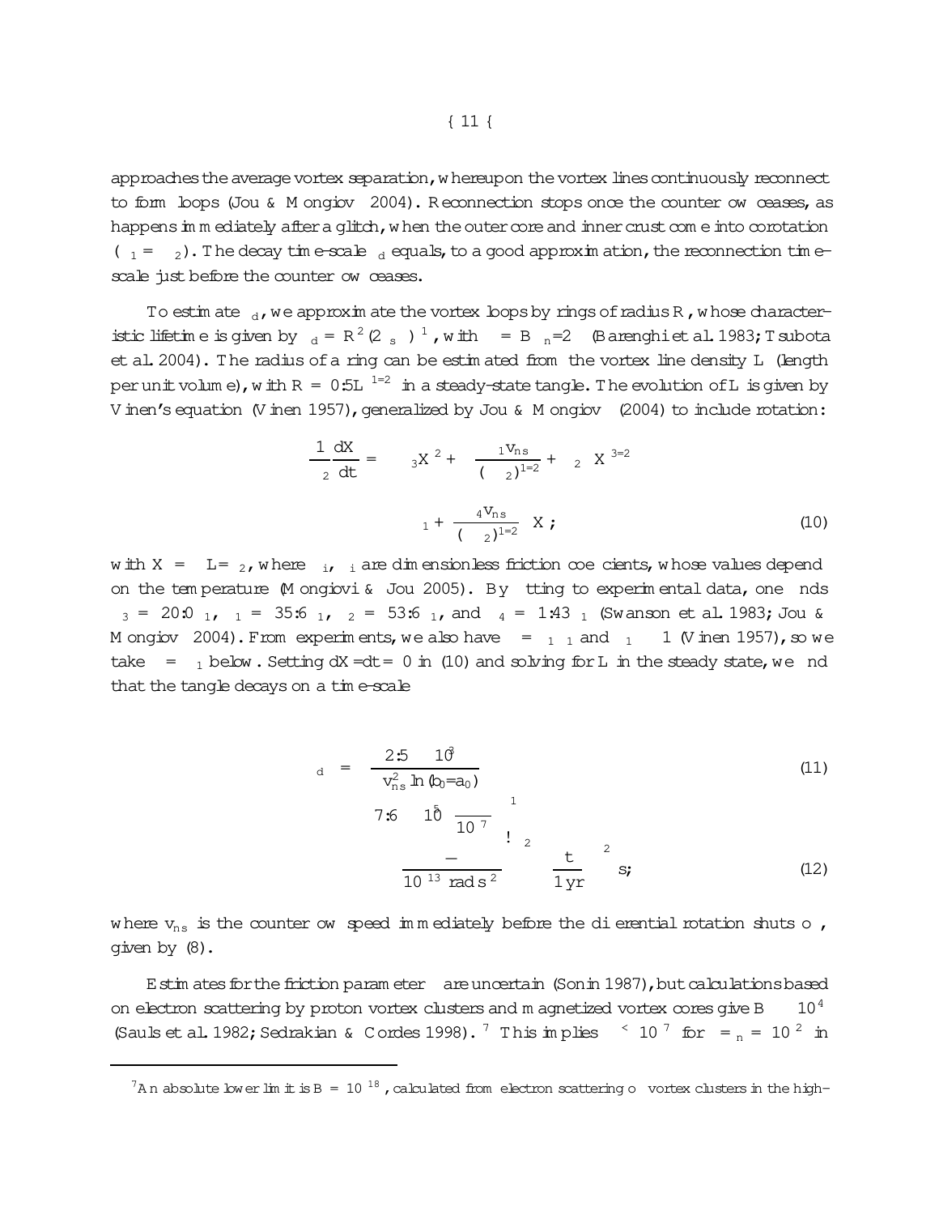approaches the average vortex separation, whereupon the vortex lines continuously reconnect to form loops (Jou & Mongiovì 2004). Reconnection stops once the counterflow ceases, as happens immediately after a glitch, when the outer core and inner crust come into corotation ($\Omega_1 = \Omega_2$). The decay time-scale $\tau_d$ equals, to a good approximation, the reconnection time-scale just before the counterflow ceases.

To estimate $\tau_d$, we approximate the vortex loops by rings of radius $R$, whose characteristic lifetime is given by $\tau_d = R^2(2\alpha\kappa_s)^{-1}$, with $\alpha = B\rho_n/2\rho$ (Barenghi et al. 1983; Tsubota et al. 2004). The radius of a ring can be estimated from the vortex line density $L$ (length per unit volume), with $R = 0.5L^{-1/2}$ in a steady-state tangle. The evolution of $L$ is given by Vinen's equation (Vinen 1957), generalized by Jou & Mongiovì (2004) to include rotation:

$$\frac{1}{\Omega_2}\frac{dX}{dt} = -\beta_3 X^2 + \left[\frac{\alpha_1 v_{ns}}{(\kappa\Omega_2)^{1/2}} + \beta_2\right] X^{3/2} - \left[\beta_1 + \frac{\alpha_4 v_{ns}}{(\kappa\Omega_2)^{1/2}}\right] X \; ; \tag{10}$$

with $X = \kappa L/\Omega_2$, where $\alpha_i$, $\beta_i$ are dimensionless friction coefficients, whose values depend on the temperature (Mongiovì & Jou 2005). By fitting to experimental data, one finds $\beta_3 = 20.0\,\alpha_1$, $\beta_1 = 35.6\,\alpha_1$, $\beta_2 = 53.6\,\alpha_1$, and $\alpha_4 = 1.43\,\alpha_1$ (Swanson et al. 1983; Jou & Mongiovì 2004). From experiments, we also have $\alpha = \chi_1\alpha_1$ and $\chi_1 \approx 1$ (Vinen 1957), so we take $\alpha = \alpha_1$ below. Setting $dX/dt = 0$ in (10) and solving for $L$ in the steady state, we find that the tangle decays on a time-scale

$$\tau_d = \frac{2.5\times10^{3}}{\alpha\, v_{ns}^2 \ln(b_0/a_0)} \tag{11}$$

$$\approx 7.6\times10^{5}\left(\frac{\alpha}{10^{-7}}\right)^{-1}\left(\frac{\dot{\Omega}}{10^{-13}\ \mathrm{rad\,s^{-2}}}\right)^{-2}\left(\frac{t}{1\,\mathrm{yr}}\right)^{-2}\ \mathrm{s}, \tag{12}$$

where $v_{ns}$ is the counterflow speed immediately before the differential rotation shuts off, given by (8).

Estimates for the friction parameter $\alpha$ are uncertain (Sonin 1987), but calculations based on electron scattering by proton vortex clusters and magnetized vortex cores give $B \approx 10^{-4}$ (Sauls et al. 1982; Sedrakian & Cordes 1998).[7] This implies $\alpha \lesssim 10^{-7}$ for $\rho/\rho_n = 10^{2}$ in

---

[7] An absolute lower limit is $B = 10^{-18}$, calculated from electron scattering off vortex clusters in the high-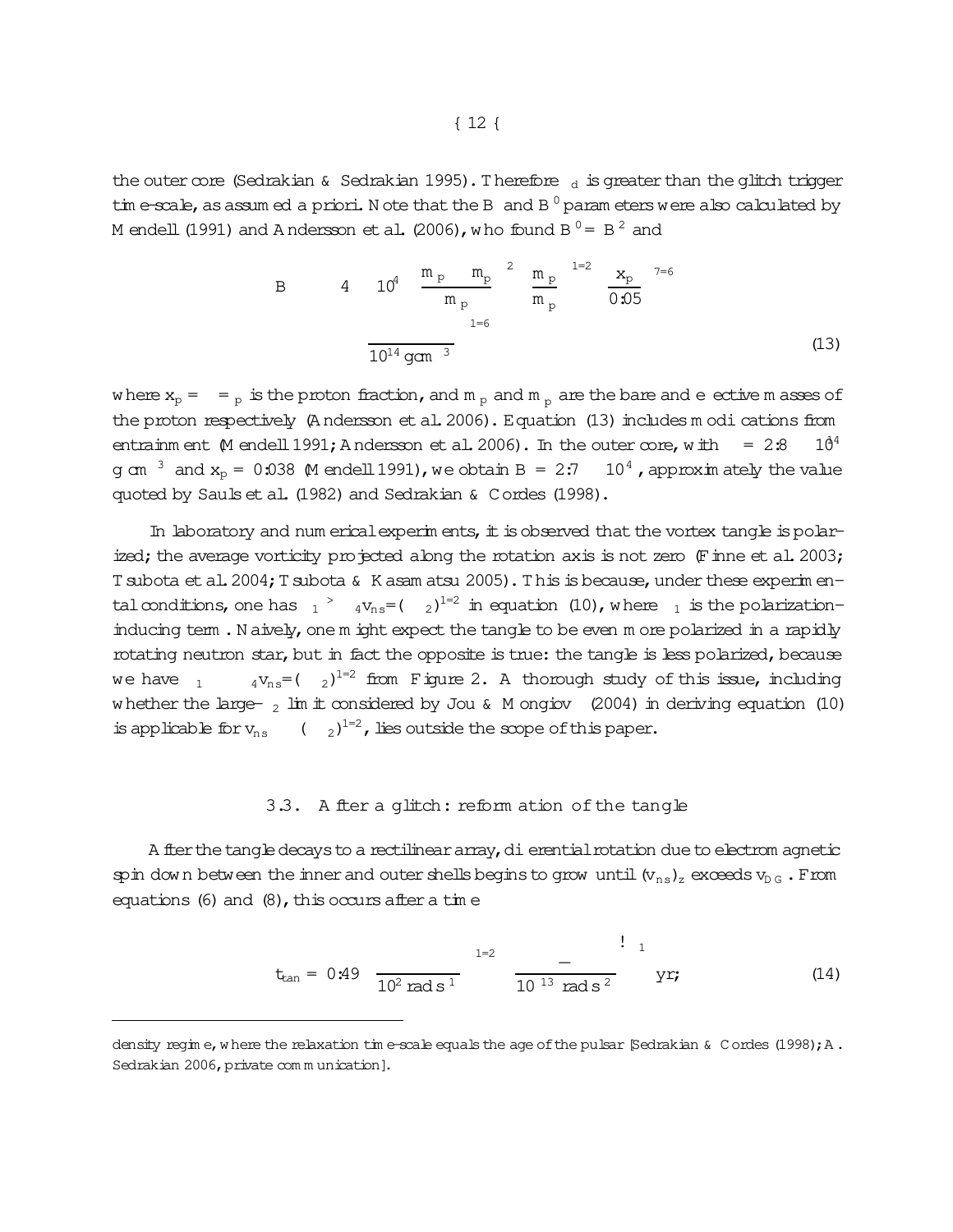the outer core (Sedrakian & Sedrakian 1995). Therefore $\tau_d$ is greater than the glitch trigger time-scale, as assumed a priori. Note that the $B$ and $B'$ parameters were also calculated by Mendell (1991) and Andersson et al. (2006), who found $B' = B^2$ and

$$B \approx 4 \times 10^{-4} \left( \frac{m_p - m_p^*}{m_p^*} \right)^2 \left( \frac{m_p}{m_p^*} \right)^{1/2} \left( \frac{x_p}{0.05} \right)^{7/6} \left( \frac{\rho}{10^{14}\,\mathrm{g\,cm^{-3}}} \right)^{1/6} \tag{13}$$

where $x_p = \rho/\rho_p$ is the proton fraction, and $m_p$ and $m_p^*$ are the bare and effective masses of the proton respectively (Andersson et al. 2006). Equation (13) includes modifications from entrainment (Mendell 1991; Andersson et al. 2006). In the outer core, with $\rho = 2.8 \times 10^{14}$ g cm$^{-3}$ and $x_p = 0.038$ (Mendell 1991), we obtain $B = 2.7 \times 10^{-4}$, approximately the value quoted by Sauls et al. (1982) and Sedrakian & Cordes (1998).

In laboratory and numerical experiments, it is observed that the vortex tangle is polarized; the average vorticity projected along the rotation axis is not zero (Finne et al. 2003; Tsubota et al. 2004; Tsubota & Kasamatsu 2005). This is because, under these experimental conditions, one has $\chi_1 > \chi_4 v_{ns}/(\kappa\chi_2)^{1/2}$ in equation (10), where $\chi_1$ is the polarization-inducing term. Naively, one might expect the tangle to be even more polarized in a rapidly rotating neutron star, but in fact the opposite is true: the tangle is less polarized, because we have $\chi_1 \ll \chi_4 v_{ns}/(\kappa\chi_2)^{1/2}$ from Figure 2. A thorough study of this issue, including whether the large-$\chi_2$ limit considered by Jou & Mongiovì (2004) in deriving equation (10) is applicable for $v_{ns} \gg (\kappa\chi_2)^{1/2}$, lies outside the scope of this paper.

### 3.3. After a glitch: reformation of the tangle

After the tangle decays to a rectilinear array, differential rotation due to electromagnetic spin down between the inner and outer shells begins to grow until $(v_{ns})_z$ exceeds $v_{DG}$. From equations (6) and (8), this occurs after a time

$$t_{\rm tan} = 0.49 \left( \frac{\Omega}{10^2\,\mathrm{rad\,s^{-1}}} \right)^{1/2} \left( \frac{-\dot{\Omega}}{10^{-13}\,\mathrm{rad\,s^{-2}}} \right)^{-1} \mathrm{yr}; \tag{14}$$

---

density regime, where the relaxation time-scale equals the age of the pulsar [Sedrakian & Cordes (1998); A. Sedrakian 2006, private communication].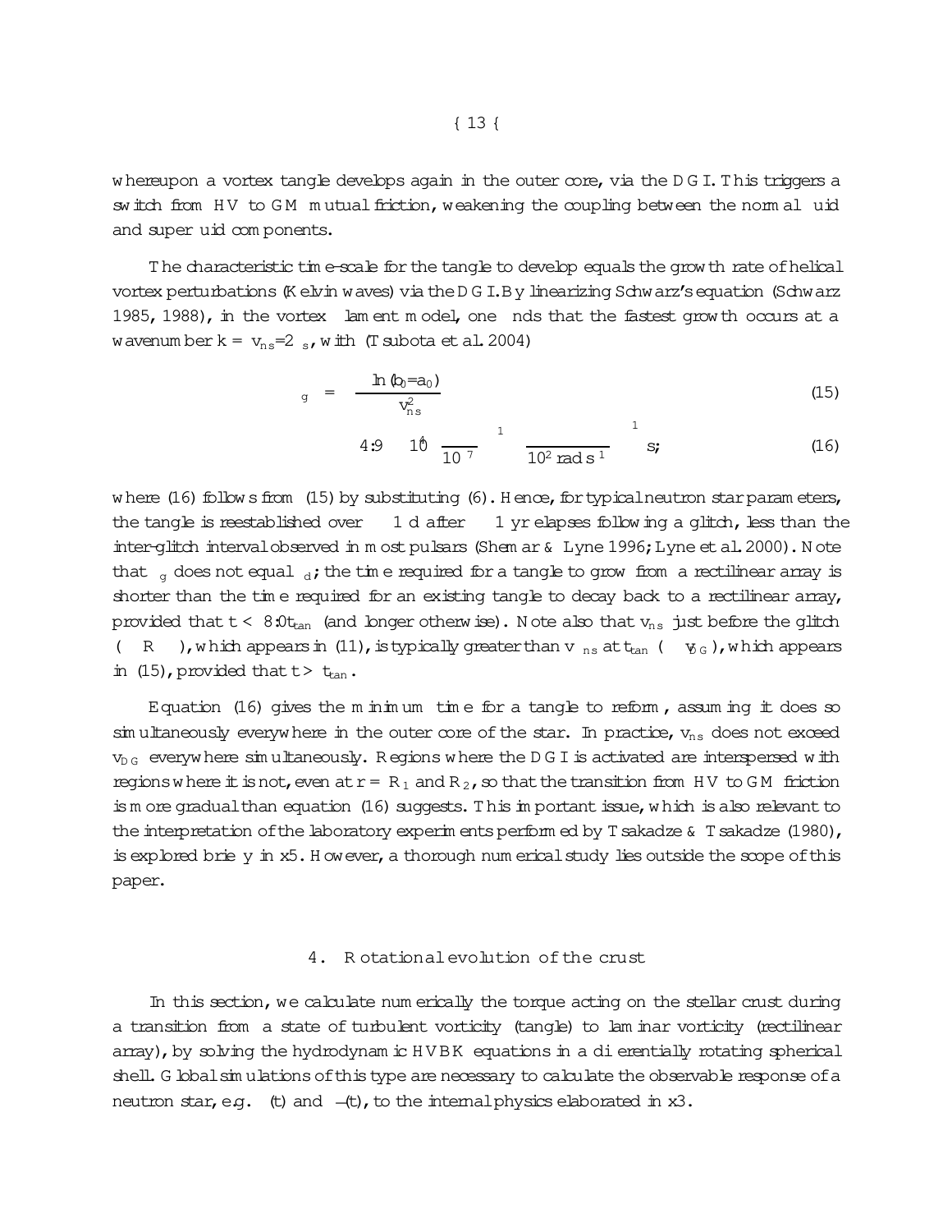whereupon a vortex tangle develops again in the outer core, via the DGI. This triggers a switch from HV to GM mutual friction, weakening the coupling between the normal fluid and superfluid components.

The characteristic time-scale for the tangle to develop equals the growth rate of helical vortex perturbations (Kelvin waves) via the DGI. By linearizing Schwarz's equation (Schwarz 1985, 1988), in the vortex filament model, one finds that the fastest growth occurs at a wavenumber $k = v_{ns}/2\nu_s$, with (Tsubota et al. 2004)

$$\tau_g = \frac{\ln(b_0/a_0)}{v_{ns}^2} \tag{15}$$

$$\approx 4.9 \times 10^4 \left(\frac{\kappa}{10^{-7}}\right)^{-1} \left(\frac{\Omega}{10^2 \,\mathrm{rad\,s^{-1}}}\right)^{-1} \mathrm{s}, \tag{16}$$

where (16) follows from (15) by substituting (6). Hence, for typical neutron star parameters, the tangle is reestablished over $\sim 1$ d after $\sim 1$ yr elapses following a glitch, less than the inter-glitch interval observed in most pulsars (Shemar & Lyne 1996; Lyne et al. 2000). Note that $\tau_g$ does not equal $\tau_d$; the time required for a tangle to grow from a rectilinear array is shorter than the time required for an existing tangle to decay back to a rectilinear array, provided that $t < 8.0 t_{tan}$ (and longer otherwise). Note also that $v_{ns}$ just before the glitch ($\approx \Delta\Omega R$), which appears in (11), is typically greater than $v_{ns}$ at $t_{tan}$ ($\approx v_{DG}$), which appears in (15), provided that $t > t_{tan}$.

Equation (16) gives the minimum time for a tangle to reform, assuming it does so simultaneously everywhere in the outer core of the star. In practice, $v_{ns}$ does not exceed $v_{DG}$ everywhere simultaneously. Regions where the DGI is activated are interspersed with regions where it is not, even at $r = R_1$ and $R_2$, so that the transition from HV to GM friction is more gradual than equation (16) suggests. This important issue, which is also relevant to the interpretation of the laboratory experiments performed by Tsakadze & Tsakadze (1980), is explored briefly in §5. However, a thorough numerical study lies outside the scope of this paper.

## 4. Rotational evolution of the crust

In this section, we calculate numerically the torque acting on the stellar crust during a transition from a state of turbulent vorticity (tangle) to laminar vorticity (rectilinear array), by solving the hydrodynamic HVBK equations in a differentially rotating spherical shell. Global simulations of this type are necessary to calculate the observable response of a neutron star, e.g. $\Omega(t)$ and $\dot{\Omega}(t)$, to the internal physics elaborated in §3.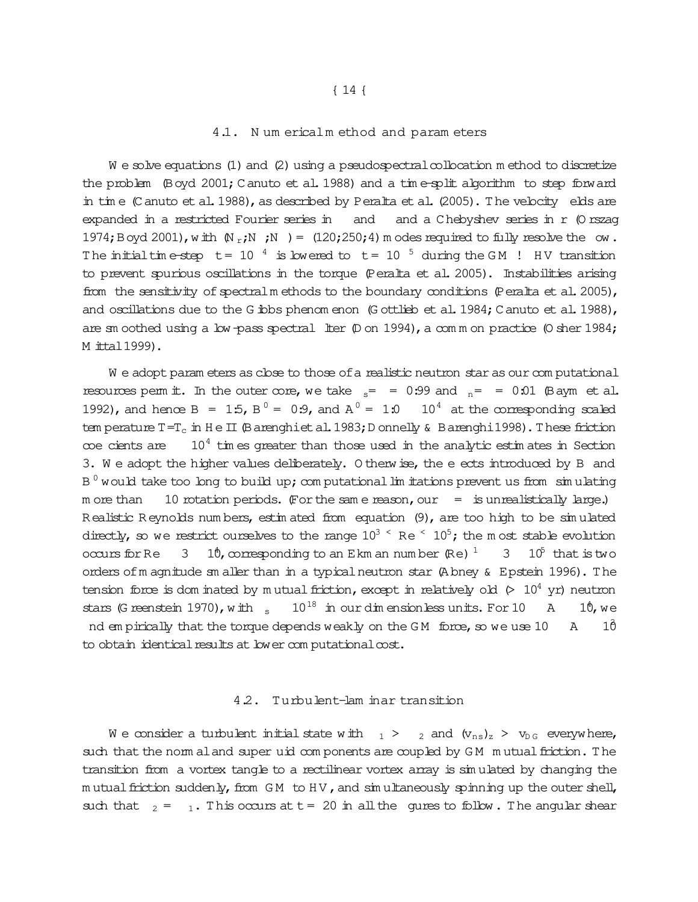#### 4.1. Numerical method and parameters

We solve equations (1) and (2) using a pseudospectral collocation method to discretize the problem (Boyd 2001; Canuto et al. 1988) and a time-split algorithm to step forward in time (Canuto et al. 1988), as described by Peralta et al. (2005). The velocity fields are expanded in a restricted Fourier series in $\theta$ and $\phi$ and a Chebyshev series in $r$ (Orszag 1974; Boyd 2001), with $(N_r; N_\theta; N_\phi) = (120; 250; 4)$ modes required to fully resolve the flow. The initial time-step $\Delta t = 10^{-4}$ is lowered to $\Delta t = 10^{-5}$ during the GM $\to$ HV transition to prevent spurious oscillations in the torque (Peralta et al. 2005). Instabilities arising from the sensitivity of spectral methods to the boundary conditions (Peralta et al. 2005), and oscillations due to the Gibbs phenomenon (Gottlieb et al. 1984; Canuto et al. 1988), are smoothed using a low-pass spectral filter (Don 1994), a common practice (Osher 1984; Mittal 1999).

We adopt parameters as close to those of a realistic neutron star as our computational resources permit. In the outer core, we take $\rho_s/\rho = 0.99$ and $\rho_n/\rho = 0.01$ (Baym et al. 1992), and hence $B = 1.5$, $B' = 0.9$, and $A' = 1.0 \times 10^4$ at the corresponding scaled temperature $T/T_c$ in He II (Barenghi et al. 1983; Donnelly & Barenghi 1998). These friction coefficients are $\sim 10^4$ times greater than those used in the analytic estimates in Section 3. We adopt the higher values deliberately. Otherwise, the effects introduced by $B$ and $B'$ would take too long to build up; computational limitations prevent us from simulating more than $\sim 10$ rotation periods. (For the same reason, our $\Delta\Omega/\Omega$ is unrealistically large.) Realistic Reynolds numbers, estimated from equation (9), are too high to be simulated directly, so we restrict ourselves to the range $10^3 \lesssim \mathrm{Re} \lesssim 10^5$; the most stable evolution occurs for $\mathrm{Re} \approx 3 \times 10^4$, corresponding to an Ekman number $(\mathrm{Re})^{-1} \approx 3 \times 10^{-5}$ that is two orders of magnitude smaller than in a typical neutron star (Abney & Epstein 1996). The tension force is dominated by mutual friction, except in relatively old ($> 10^4$ yr) neutron stars (Greenstein 1970), with $\nu_s \approx 10^{-18}$ in our dimensionless units. For $10 \leq A \leq 10^4$, we find empirically that the torque depends weakly on the GM force, so we use $10 \leq A \leq 10^2$ to obtain identical results at lower computational cost.

#### 4.2. Turbulent–laminar transition

We consider a turbulent initial state with $\Omega_1 > \Omega_2$ and $(v_{ns})_z > v_{DG}$ everywhere, such that the normal and superfluid components are coupled by GM mutual friction. The transition from a vortex tangle to a rectilinear vortex array is simulated by changing the mutual friction suddenly, from GM to HV, and simultaneously spinning up the outer shell, such that $\Omega_2 = \Omega_1$. This occurs at $t = 20$ in all the figures to follow. The angular shear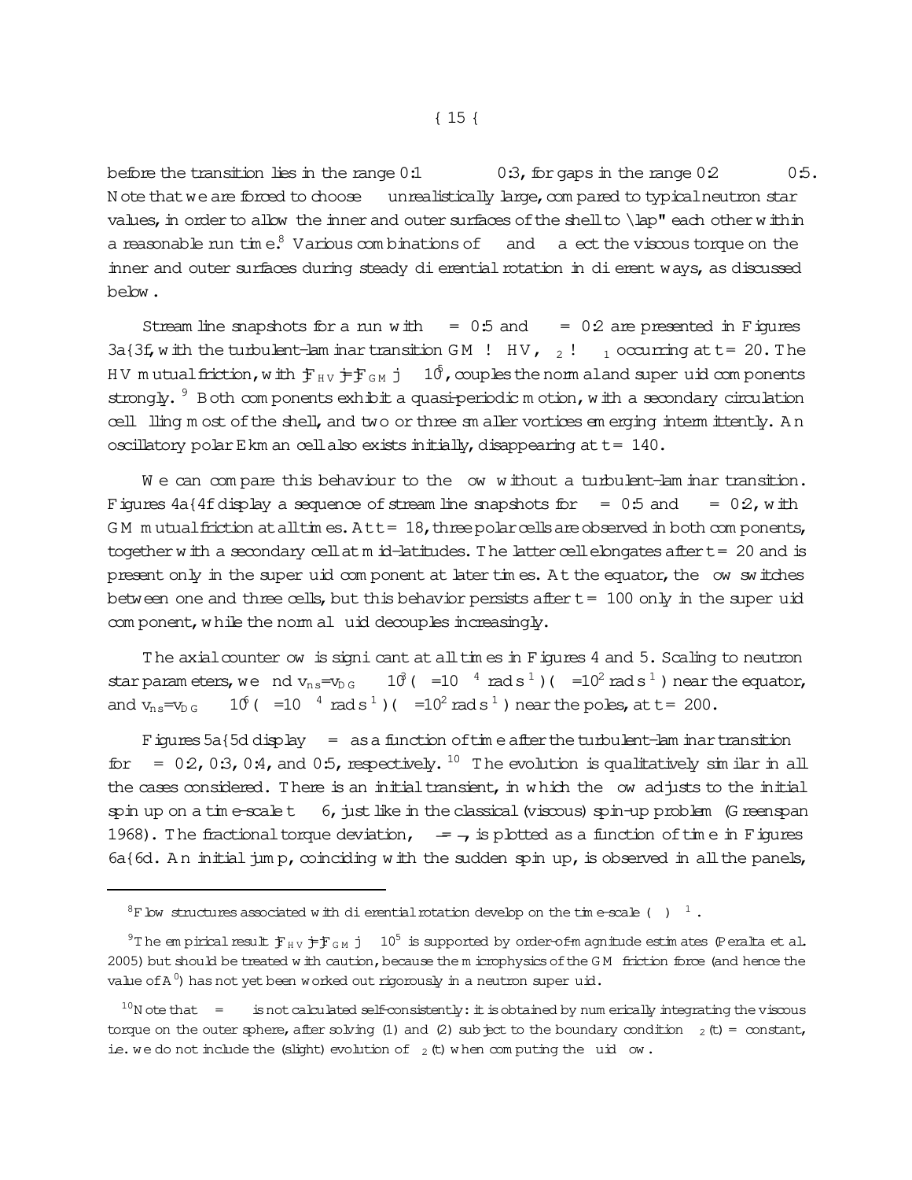before the transition lies in the range $0.1 \lesssim \Omega \lesssim 0.3$, for gaps in the range $0.2 \lesssim \delta \lesssim 0.5$. Note that we are forced to choose $\Omega$ unrealistically large, compared to typical neutron star values, in order to allow the inner and outer surfaces of the shell to "lap" each other within a reasonable run time.[8] Various combinations of $\delta$ and $\Omega$ affect the viscous torque on the inner and outer surfaces during steady differential rotation in different ways, as discussed below.

Stream line snapshots for a run with $\delta = 0.5$ and $\Omega = 0.2$ are presented in Figures 3a–3f, with the turbulent-laminar transition GM $\to$ HV, $\Omega_2 \to \Omega_1$ occurring at $t = 20$. The HV mutual friction, with $|F_{HV}|/|F_{GM}| \sim 10^5$, couples the normal and superfluid components strongly.[9] Both components exhibit a quasi-periodic motion, with a secondary circulation cell filling most of the shell, and two or three smaller vortices emerging intermittently. An oscillatory polar Ekman cell also exists initially, disappearing at $t = 140$.

We can compare this behaviour to the flow without a turbulent-laminar transition. Figures 4a–4f display a sequence of stream line snapshots for $\delta = 0.5$ and $\Omega = 0.2$, with GM mutual friction at all times. At $t = 18$, three polar cells are observed in both components, together with a secondary cell at mid-latitudes. The latter cell elongates after $t = 20$ and is present only in the superfluid component at later times. At the equator, the flow switches between one and three cells, but this behavior persists after $t = 100$ only in the superfluid component, while the normal fluid decouples increasingly.

The axial counterflow is significant at all times in Figures 4 and 5. Scaling to neutron star parameters, we find $v_{ns}/v_{DG} \sim 10^3 (\Omega = 10^{-4}\,\mathrm{rad\,s^{-1}})(\Omega = 10^2\,\mathrm{rad\,s^{-1}})$ near the equator, and $v_{ns}/v_{DG} \sim 10^6 (\Omega = 10^{-4}\,\mathrm{rad\,s^{-1}})(\Omega = 10^2\,\mathrm{rad\,s^{-1}})$ near the poles, at $t = 200$.

Figures 5a–5d display $\Delta\Omega/\Omega$ as a function of time after the turbulent-laminar transition for $\delta = 0.2, 0.3, 0.4$, and $0.5$, respectively.[10] The evolution is qualitatively similar in all the cases considered. There is an initial transient, in which the flow adjusts to the initial spin up on a time-scale $t \approx 6$, just like in the classical (viscous) spin-up problem (Greenspan 1968). The fractional torque deviation, $\Delta\tau/\bar{\tau}$, is plotted as a function of time in Figures 6a–6d. An initial jump, coinciding with the sudden spin up, is observed in all the panels,

---

[8] Flow structures associated with differential rotation develop on the time-scale $(\Delta\Omega)^{-1}$.

[9] The empirical result $|F_{HV}|/|F_{GM}| \sim 10^5$ is supported by order-of-magnitude estimates (Peralta et al. 2005) but should be treated with caution, because the microphysics of the GM friction force (and hence the value of $A'$) has not yet been worked out rigorously in a neutron superfluid.

[10] Note that $\Delta\Omega/\Omega$ is not calculated self-consistently: it is obtained by numerically integrating the viscous torque on the outer sphere, after solving (1) and (2) subject to the boundary condition $\Omega_2(t) =$ constant, i.e. we do not include the (slight) evolution of $\Omega_2(t)$ when computing the fluid flow.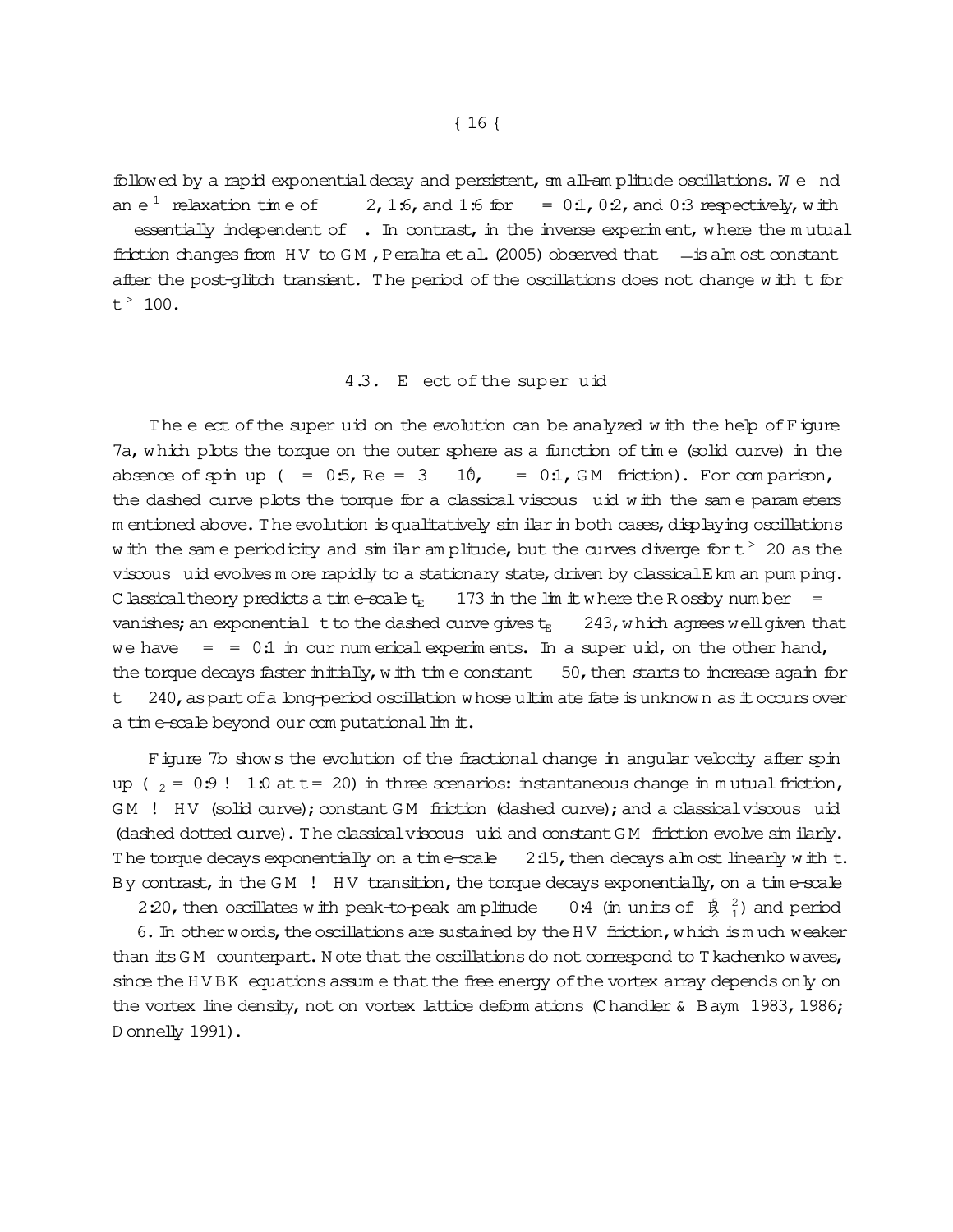followed by a rapid exponential decay and persistent, small-amplitude oscillations. We find an $e^{-1}$ relaxation time of $\tau \approx 2$, 1.6, and 1.6 for $\Delta\Omega = 0.1$, 0.2, and 0.3 respectively, with $\tau$ essentially independent of $\Omega$. In contrast, in the inverse experiment, where the mutual friction changes from HV to GM, Peralta et al. (2005) observed that $\bar{\tau}$ is almost constant after the post-glitch transient. The period of the oscillations does not change with $t$ for $t > 100$.

### 4.3. Effect of the superfluid

The effect of the superfluid on the evolution can be analyzed with the help of Figure 7a, which plots the torque on the outer sphere as a function of time (solid curve) in the absence of spin up ($\eta = 0.5$, Re $= 3 \times 10^4$, $\Delta\Omega = 0.1$, GM friction). For comparison, the dashed curve plots the torque for a classical viscous fluid with the same parameters mentioned above. The evolution is qualitatively similar in both cases, displaying oscillations with the same periodicity and similar amplitude, but the curves diverge for $t > 20$ as the viscous fluid evolves more rapidly to a stationary state, driven by classical Ekman pumping. Classical theory predicts a time-scale $t_E \approx 173$ in the limit where the Rossby number $\Delta\Omega/\Omega$ vanishes; an exponential fit to the dashed curve gives $t_E \approx 243$, which agrees well given that we have $\Delta\Omega/\Omega = 0.1$ in our numerical experiments. In a superfluid, on the other hand, the torque decays faster initially, with time constant $\approx 50$, then starts to increase again for $t \approx 240$, as part of a long-period oscillation whose ultimate fate is unknown as it occurs over a time-scale beyond our computational limit.

Figure 7b shows the evolution of the fractional change in angular velocity after spin up ($\Omega_2 = 0.9 \to 1.0$ at $t = 20$) in three scenarios: instantaneous change in mutual friction, GM $\to$ HV (solid curve); constant GM friction (dashed curve); and a classical viscous fluid (dashed dotted curve). The classical viscous fluid and constant GM friction evolve similarly. The torque decays exponentially on a time-scale $\approx 2.15$, then decays almost linearly with $t$. By contrast, in the GM $\to$ HV transition, the torque decays exponentially, on a time-scale $\approx 2.20$, then oscillates with peak-to-peak amplitude $\approx 0.4$ (in units of $\rho R_2^5 \Omega_1^2$) and period $\approx 6$. In other words, the oscillations are sustained by the HV friction, which is much weaker than its GM counterpart. Note that the oscillations do not correspond to Tkachenko waves, since the HVBK equations assume that the free energy of the vortex array depends only on the vortex line density, not on vortex lattice deformations (Chandler & Baym 1983, 1986; Donnelly 1991).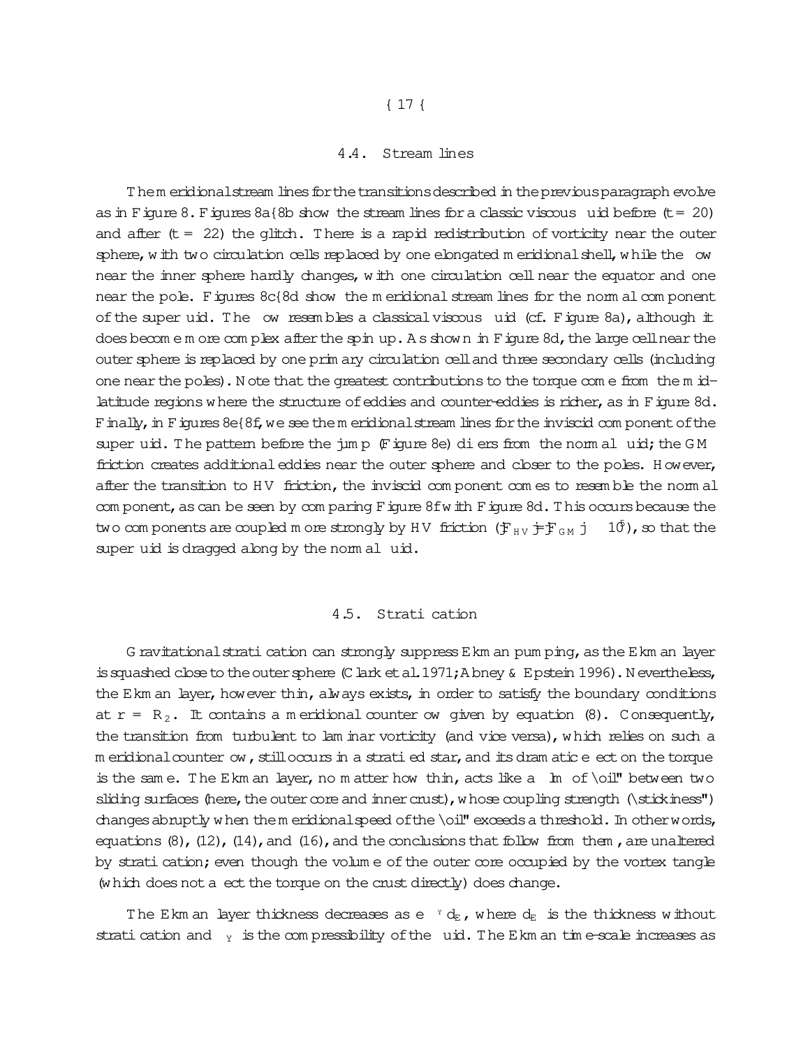### 4.4. Stream lines

The meridional stream lines for the transitions described in the previous paragraph evolve as in Figure 8. Figures 8a–8b show the stream lines for a classic viscous fluid before ($t = 20$) and after ($t = 22$) the glitch. There is a rapid redistribution of vorticity near the outer sphere, with two circulation cells replaced by one elongated meridional shell, while the flow near the inner sphere hardly changes, with one circulation cell near the equator and one near the pole. Figures 8c–8d show the meridional stream lines for the normal component of the superfluid. The flow resembles a classical viscous fluid (cf. Figure 8a), although it does become more complex after the spin up. As shown in Figure 8d, the large cell near the outer sphere is replaced by one primary circulation cell and three secondary cells (including one near the poles). Note that the greatest contributions to the torque come from the mid-latitude regions where the structure of eddies and counter-eddies is richer, as in Figure 8d. Finally, in Figures 8e–8f, we see the meridional stream lines for the inviscid component of the superfluid. The pattern before the jump (Figure 8e) differs from the normal fluid; the GM friction creates additional eddies near the outer sphere and closer to the poles. However, after the transition to HV friction, the inviscid component comes to resemble the normal component, as can be seen by comparing Figure 8f with Figure 8d. This occurs because the two components are coupled more strongly by HV friction ($|F_{HV}|/|F_{GM}| \sim 10^5$), so that the superfluid is dragged along by the normal fluid.

### 4.5. Stratification

Gravitational stratification can strongly suppress Ekman pumping, as the Ekman layer is squashed close to the outer sphere (Clark et al. 1971; Abney & Epstein 1996). Nevertheless, the Ekman layer, however thin, always exists, in order to satisfy the boundary conditions at $r = R_2$. It contains a meridional counterflow given by equation (8). Consequently, the transition from turbulent to laminar vorticity (and vice versa), which relies on such a meridional counterflow, still occurs in a stratified star, and its dramatic effect on the torque is the same. The Ekman layer, no matter how thin, acts like a film of "oil" between two sliding surfaces (here, the outer core and inner crust), whose coupling strength ("stickiness") changes abruptly when the meridional speed of the "oil" exceeds a threshold. In other words, equations (8), (12), (14), and (16), and the conclusions that follow from them, are unaltered by stratification; even though the volume of the outer core occupied by the vortex tangle (which does not affect the torque on the crust directly) does change.

The Ekman layer thickness decreases as $e^{-\gamma} d_E$, where $d_E$ is the thickness without stratification and $\gamma$ is the compressibility of the fluid. The Ekman time-scale increases as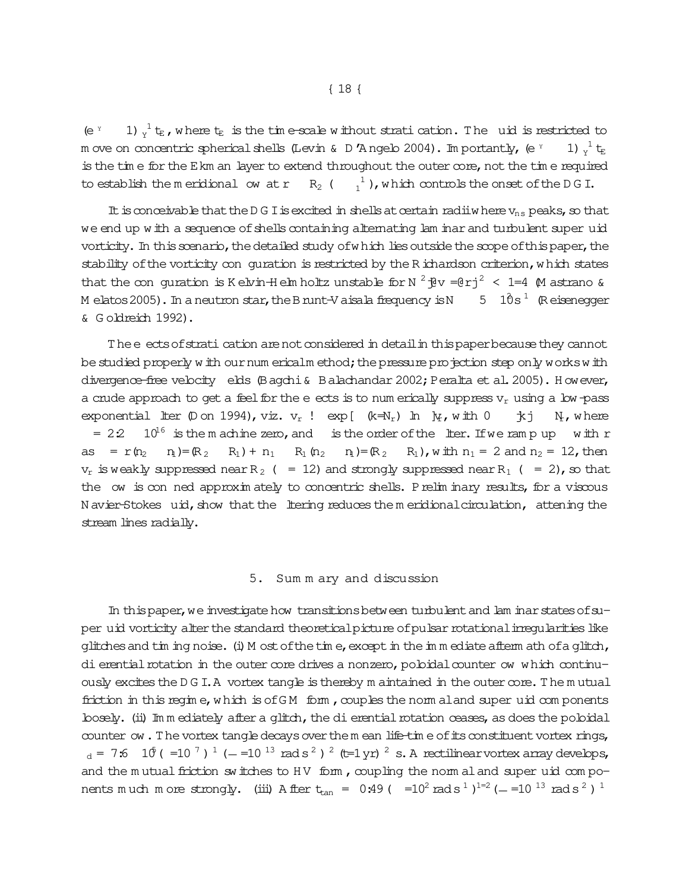$(e^{\gamma} - 1)\gamma^{-1} t_E$, where $t_E$ is the time-scale without stratification. The fluid is restricted to move on concentric spherical shells (Levin & D'Angelo 2004). Importantly, $(e^{\gamma} - 1)\gamma^{-1} t_E$ is the time for the Ekman layer to extend throughout the outer core, not the time required to establish the meridional flow at $r \approx R_2$ ($\sim \Omega_1^{-1}$), which controls the onset of the DGI.

It is conceivable that the DGI is excited in shells at certain radii where $v_{ns}$ peaks, so that we end up with a sequence of shells containing alternating laminar and turbulent superfluid vorticity. In this scenario, the detailed study of which lies outside the scope of this paper, the stability of the vorticity configuration is restricted by the Richardson criterion, which states that the configuration is Kelvin-Helmholtz unstable for $N^2|\partial v/\partial r|^2 < 1/4$ (Mastrano & Melatos 2005). In a neutron star, the Brunt-Väisälä frequency is $N \approx 5 \times 10^{5}\,\mathrm{s}^{-1}$ (Reisenegger & Goldreich 1992).

The effects of stratification are not considered in detail in this paper because they cannot be studied properly with our numerical method; the pressure projection step only works with divergence-free velocity fields (Bagchi & Balachandar 2002; Peralta et al. 2005). However, a crude approach to get a feel for the effects is to numerically suppress $v_r$ using a low-pass exponential filter (Don 1994), viz. $v_r \to \exp[-(k/N_r)^{\gamma} \ln|\epsilon|]$, with $0 \leq |k| \leq N_r$, where $\epsilon = 2.2 \times 10^{16}$ is the machine zero, and $\gamma$ is the order of the filter. If we ramp up $\gamma$ with $r$ as $\gamma = r(n_2 - n_1)/(R_2 - R_1) + n_1 - R_1(n_2 - n_1)/(R_2 - R_1)$, with $n_1 = 2$ and $n_2 = 12$, then $v_r$ is weakly suppressed near $R_2$ ($\gamma = 12$) and strongly suppressed near $R_1$ ($\gamma = 2$), so that the flow is confined approximately to concentric shells. Preliminary results, for a viscous Navier-Stokes fluid, show that the filtering reduces the meridional circulation, flattening the streamlines radially.

## 5. Summary and discussion

In this paper, we investigate how transitions between turbulent and laminar states of superfluid vorticity alter the standard theoretical picture of pulsar rotational irregularities like glitches and timing noise. (i) Most of the time, except in the immediate aftermath of a glitch, differential rotation in the outer core drives a nonzero, poloidal counterflow which continuously excites the DGI. A vortex tangle is thereby maintained in the outer core. The mutual friction in this regime, which is of GM form, couples the normal and superfluid components loosely. (ii) Immediately after a glitch, the differential rotation ceases, as does the poloidal counterflow. The vortex tangle decays over the mean life-time of its constituent vortex rings, $\tau_d = 7.6 \times 10^{5}(\kappa/10^{-7})^{-1}(\dot{\Omega}/10^{-13}\,\mathrm{rad\,s^{-2}})^{-2}(t/1\,\mathrm{yr})^{-2}$ s. A rectilinear vortex array develops, and the mutual friction switches to HV form, coupling the normal and superfluid components much more strongly. (iii) After $t_{\rm tan} = 0.49(\Omega/10^{2}\,\mathrm{rad\,s^{-1}})^{1/2}(\dot{\Omega}/10^{-13}\,\mathrm{rad\,s^{-2}})^{-1}$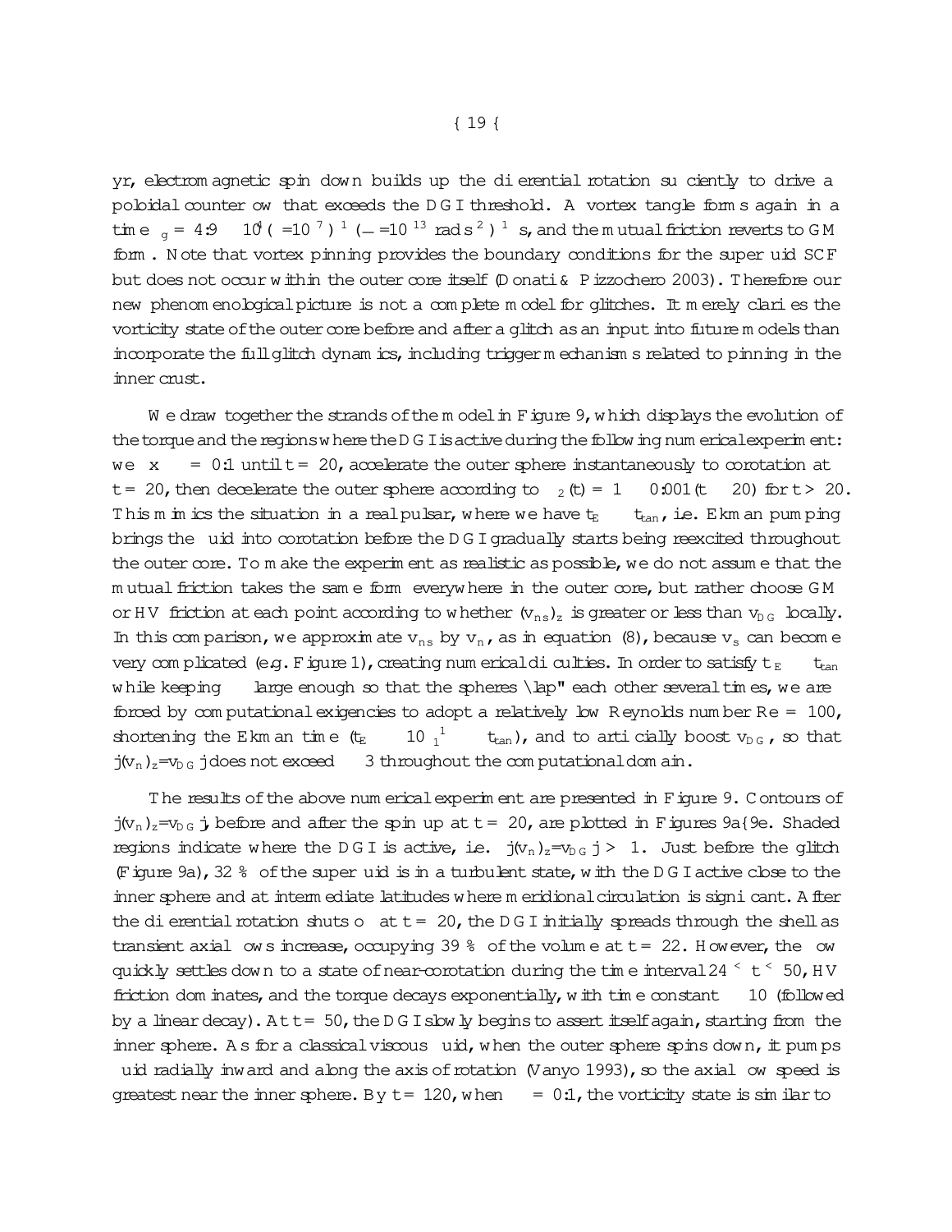yr, electromagnetic spin down builds up the differential rotation sufficiently to drive a poloidal counterflow that exceeds the DGI threshold. A vortex tangle forms again in a time $\tau_g = 4.9 \times 10^4 (\Omega/10^7)^{-1} (\dot{\Omega}/10^{-13}\ \mathrm{rad\,s^{-2}})^{-1}$ s, and the mutual friction reverts to GM form. Note that vortex pinning provides the boundary conditions for the superfluid SCF but does not occur within the outer core itself (Donati & Pizzochero 2003). Therefore our new phenomenological picture is not a complete model for glitches. It merely clarifies the vorticity state of the outer core before and after a glitch as an input into future models than incorporate the full glitch dynamics, including trigger mechanisms related to pinning in the inner crust.

We draw together the strands of the model in Figure 9, which displays the evolution of the torque and the regions where the DGI is active during the following numerical experiment: we fix $\Delta\Omega = 0.1$ until $t = 20$, accelerate the outer sphere instantaneously to corotation at $t = 20$, then decelerate the outer sphere according to $\Omega_2(t) = 1 - 0.001(t - 20)$ for $t > 20$. This mimics the situation in a real pulsar, where we have $t_E \ll t_{tan}$, i.e. Ekman pumping brings the fluid into corotation before the DGI gradually starts being reexcited throughout the outer core. To make the experiment as realistic as possible, we do not assume that the mutual friction takes the same form everywhere in the outer core, but rather choose GM or HV friction at each point according to whether $(v_{ns})_z$ is greater or less than $v_{DG}$ locally. In this comparison, we approximate $v_{ns}$ by $v_n$, as in equation (8), because $v_s$ can become very complicated (e.g. Figure 1), creating numerical difficulties. In order to satisfy $t_E \ll t_{tan}$ while keeping $\Delta\Omega$ large enough so that the spheres "lap" each other several times, we are forced by computational exigencies to adopt a relatively low Reynolds number Re = 100, shortening the Ekman time ($t_E \approx 10\,\Omega_1^{-1} \ll t_{tan}$), and to artificially boost $v_{DG}$, so that $|(v_n)_z/v_{DG}|$ does not exceed $\approx 3$ throughout the computational domain.

The results of the above numerical experiment are presented in Figure 9. Contours of $|(v_n)_z/v_{DG}|$, before and after the spin up at $t = 20$, are plotted in Figures 9a–9e. Shaded regions indicate where the DGI is active, i.e. $|(v_n)_z/v_{DG}| > 1$. Just before the glitch (Figure 9a), 32% of the superfluid is in a turbulent state, with the DGI active close to the inner sphere and at intermediate latitudes where meridional circulation is significant. After the differential rotation shuts off at $t = 20$, the DGI initially spreads through the shell as transient axial flows increase, occupying 39% of the volume at $t = 22$. However, the flow quickly settles down to a state of near-corotation during the time interval $24 < t < 50$, HV friction dominates, and the torque decays exponentially, with time constant $\approx 10$ (followed by a linear decay). At $t = 50$, the DGI slowly begins to assert itself again, starting from the inner sphere. As for a classical viscous fluid, when the outer sphere spins down, it pumps fluid radially inward and along the axis of rotation (Vanyo 1993), so the axial flow speed is greatest near the inner sphere. By $t = 120$, when $\Delta\Omega = 0.1$, the vorticity state is similar to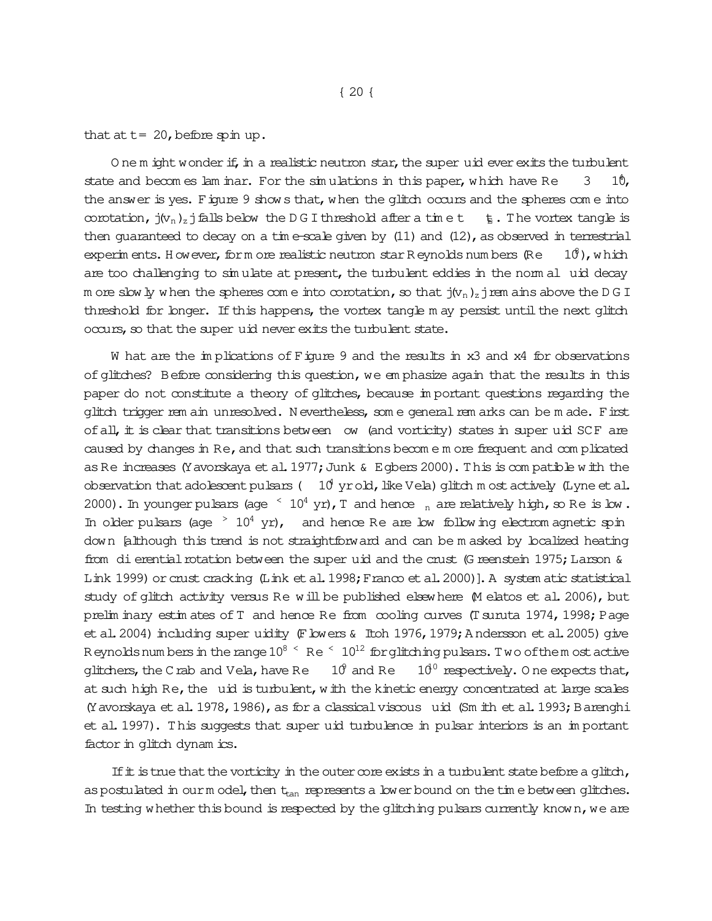that at $t = 20$, before spin up.

One might wonder if, in a realistic neutron star, the superfluid ever exits the turbulent state and becomes laminar. For the simulations in this paper, which have $Re \approx 3 \times 10^4$, the answer is yes. Figure 9 shows that, when the glitch occurs and the spheres come into corotation, $|(v_n)_z|$ falls below the DGI threshold after a time $t \approx t_s$. The vortex tangle is then guaranteed to decay on a time-scale given by (11) and (12), as observed in terrestrial experiments. However, for more realistic neutron star Reynolds numbers ($Re \gtrsim 10^8$), which are too challenging to simulate at present, the turbulent eddies in the normal fluid decay more slowly when the spheres come into corotation, so that $|(v_n)_z|$ remains above the DGI threshold for longer. If this happens, the vortex tangle may persist until the next glitch occurs, so that the superfluid never exits the turbulent state.

What are the implications of Figure 9 and the results in §3 and §4 for observations of glitches? Before considering this question, we emphasize again that the results in this paper do not constitute a theory of glitches, because important questions regarding the glitch trigger remain unresolved. Nevertheless, some general remarks can be made. First of all, it is clear that transitions between flow (and vorticity) states in superfluid SCF are caused by changes in Re, and that such transitions become more frequent and complicated as Re increases (Yavorskaya et al. 1977; Junk & Egbers 2000). This is compatible with the observation that adolescent pulsars ($\sim 10^4$ yr old, like Vela) glitch most actively (Lyne et al. 2000). In younger pulsars (age $\lesssim 10^4$ yr), $T$ and hence $\nu_n$ are relatively high, so Re is low. In older pulsars (age $\gtrsim 10^4$ yr), $\Omega$ and hence Re are low following electromagnetic spin down [although this trend is not straightforward and can be masked by localized heating from differential rotation between the superfluid and the crust (Greenstein 1975; Larson & Link 1999) or crust cracking (Link et al. 1998; Franco et al. 2000)]. A systematic statistical study of glitch activity versus Re will be published elsewhere (Melatos et al. 2006), but preliminary estimates of $T$ and hence Re from cooling curves (Tsuruta 1974, 1998; Page et al. 2004) including superfluidity (Flowers & Itoh 1976, 1979; Andersson et al. 2005) give Reynolds numbers in the range $10^8 \lesssim Re \lesssim 10^{12}$ for glitching pulsars. Two of the most active glitchers, the Crab and Vela, have $Re \approx 10^9$ and $Re \approx 10^{10}$ respectively. One expects that, at such high Re, the fluid is turbulent, with the kinetic energy concentrated at large scales (Yavorskaya et al. 1978, 1986), as for a classical viscous fluid (Smith et al. 1993; Barenghi et al. 1997). This suggests that superfluid turbulence in pulsar interiors is an important factor in glitch dynamics.

If it is true that the vorticity in the outer core exists in a turbulent state before a glitch, as postulated in our model, then $t_{tan}$ represents a lower bound on the time between glitches. In testing whether this bound is respected by the glitching pulsars currently known, we are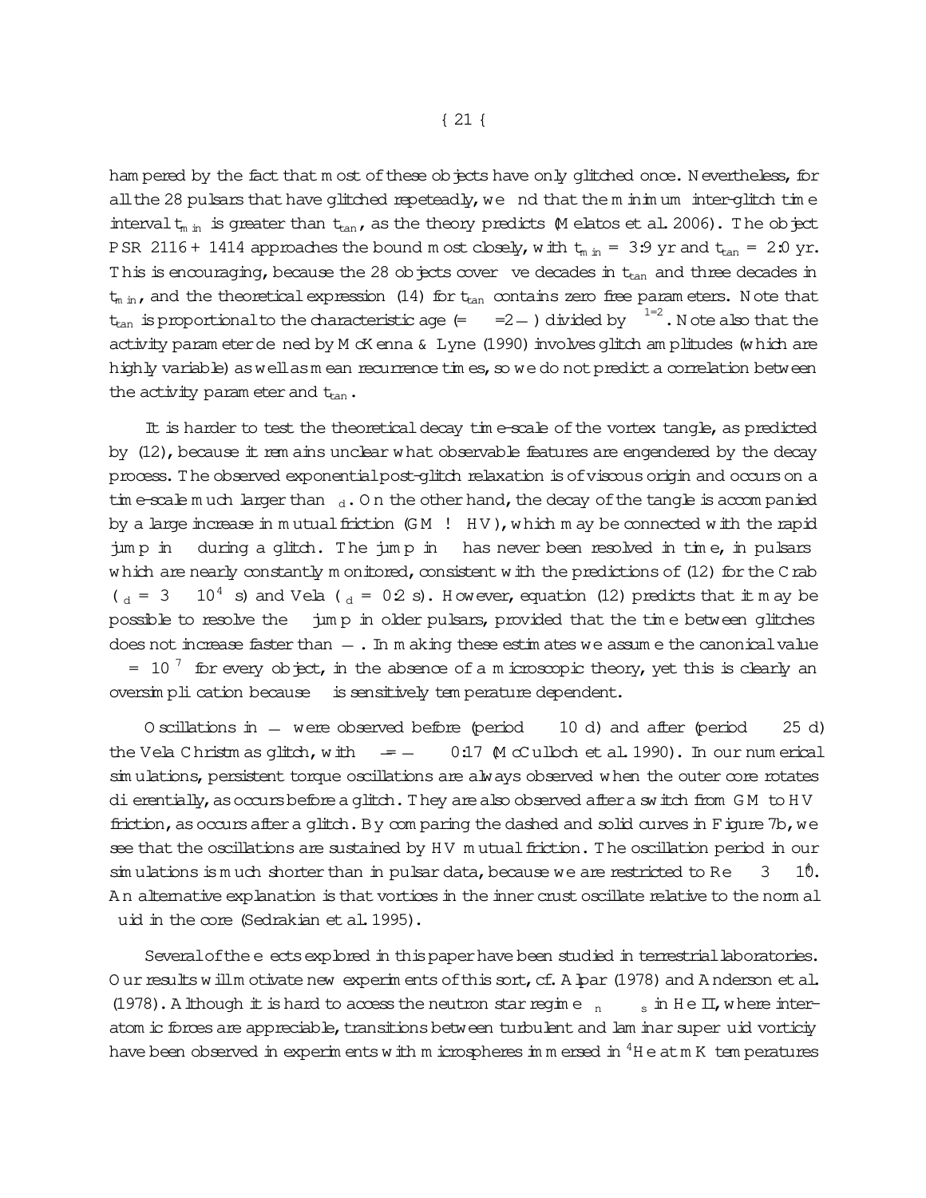hampered by the fact that most of these objects have only glitched once. Nevertheless, for all the 28 pulsars that have glitched repeatedly, we find that the minimum inter-glitch time interval $t_{min}$ is greater than $t_{tan}$, as the theory predicts (Melatos et al. 2006). The object PSR 2116 + 1414 approaches the bound most closely, with $t_{min}$ = 3.9 yr and $t_{tan}$ = 2.0 yr. This is encouraging, because the 28 objects cover five decades in $t_{tan}$ and three decades in $t_{min}$, and the theoretical expression (14) for $t_{tan}$ contains zero free parameters. Note that $t_{tan}$ is proportional to the characteristic age ($= \Omega/2\dot{\Omega}$) divided by $\kappa^{1/2}$. Note also that the activity parameter defined by McKenna & Lyne (1990) involves glitch amplitudes (which are highly variable) as well as mean recurrence times, so we do not predict a correlation between the activity parameter and $t_{tan}$.

It is harder to test the theoretical decay time-scale of the vortex tangle, as predicted by (12), because it remains unclear what observable features are engendered by the decay process. The observed exponential post-glitch relaxation is of viscous origin and occurs on a time-scale much larger than $\tau_d$. On the other hand, the decay of the tangle is accompanied by a large increase in mutual friction (GM $\rightarrow$ HV), which may be connected with the rapid jump in $\Omega$ during a glitch. The jump in $\Omega$ has never been resolved in time, in pulsars which are nearly constantly monitored, consistent with the predictions of (12) for the Crab ($\tau_d = 3 \times 10^4$ s) and Vela ($\tau_d = 0.2$ s). However, equation (12) predicts that it may be possible to resolve the $\Omega$ jump in older pulsars, provided that the time between glitches does not increase faster than $\Omega/\dot{\Omega}$. In making these estimates we assume the canonical value $\kappa = 10^{-7}$ for every object, in the absence of a microscopic theory, yet this is clearly an oversimplification because $\kappa$ is sensitively temperature dependent.

Oscillations in $\dot{\Omega}$ were observed before (period $\approx$ 10 d) and after (period $\approx$ 25 d) the Vela Christmas glitch, with $\Delta\dot{\Omega}/\dot{\Omega} \approx 0.17$ (McCulloch et al. 1990). In our numerical simulations, persistent torque oscillations are always observed when the outer core rotates differentially, as occurs before a glitch. They are also observed after a switch from GM to HV friction, as occurs after a glitch. By comparing the dashed and solid curves in Figure 7b, we see that the oscillations are sustained by HV mutual friction. The oscillation period in our simulations is much shorter than in pulsar data, because we are restricted to Re $\leq 3 \times 10^4$. An alternative explanation is that vortices in the inner crust oscillate relative to the normal fluid in the core (Sedrakian et al. 1995).

Several of the effects explored in this paper have been studied in terrestrial laboratories. Our results will motivate new experiments of this sort, cf. Alpar (1978) and Anderson et al. (1978). Although it is hard to access the neutron star regime $\rho_n \gg \rho_s$ in He II, where interatomic forces are appreciable, transitions between turbulent and laminar superfluid vorticiy have been observed in experiments with microspheres immersed in $^4$He at mK temperatures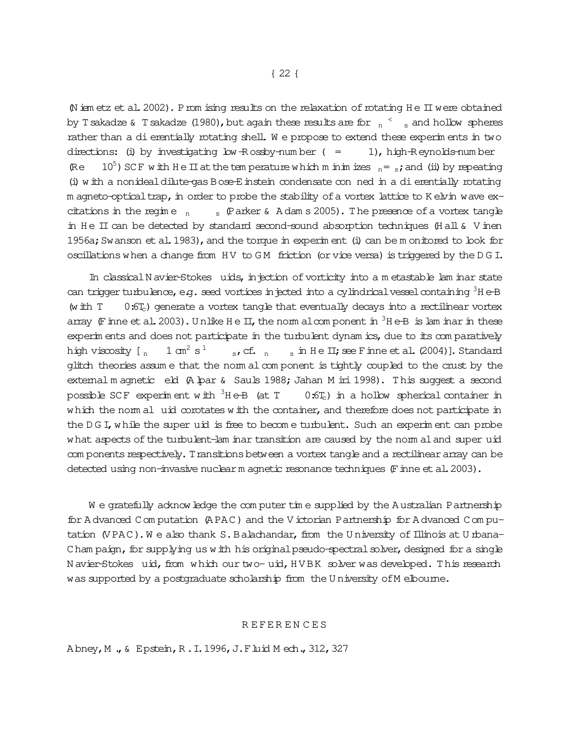(Niemetz et al. 2002). Promising results on the relaxation of rotating He II were obtained by Tsakadze & Tsakadze (1980), but again these results are for $\rho_n < \rho_s$ and hollow spheres rather than a differentially rotating shell. We propose to extend these experiments in two directions: (i) by investigating low-Rossby-number ($\epsilon = \Delta\Omega/\Omega \ll 1$), high-Reynolds-number ($Re \gtrsim 10^5$) SCF with He II at the temperature which minimizes $\rho_n = \rho_s$; and (ii) by repeating (i) with a nonideal dilute-gas Bose-Einstein condensate confined in a differentially rotating magneto-optical trap, in order to probe the stability of a vortex lattice to Kelvin wave excitations in the regime $\rho_n \ll \rho_s$ (Parker & Adams 2005). The presence of a vortex tangle in He II can be detected by standard second-sound absorption techniques (Hall & Vinen 1956a; Swanson et al. 1983), and the torque in experiment (i) can be monitored to look for oscillations when a change from HV to GM friction (or vice versa) is triggered by the DGI.

In classical Navier-Stokes fluids, injection of vorticity into a metastable laminar state can trigger turbulence, e.g. seed vortices injected into a cylindrical vessel containing $^3$He-B (with $T \approx 0.6T_c$) generate a vortex tangle that eventually decays into a rectilinear vortex array (Finne et al. 2003). Unlike He II, the normal component in $^3$He-B is laminar in these experiments and does not participate in the turbulent dynamics, due to its comparatively high viscosity [$\nu_n \approx 1\ \mathrm{cm}^2\ \mathrm{s}^{-1} \gg \kappa_s$, cf. $\nu_n \sim \kappa_s$ in He II; see Finne et al. (2004)]. Standard glitch theories assume that the normal component is tightly coupled to the crust by the external magnetic field (Alpar & Sauls 1988; Jahan Miri 1998). This suggest a second possible SCF experiment with $^3$He-B (at $T \approx 0.6T_c$) in a hollow spherical container in which the normal fluid corotates with the container, and therefore does not participate in the DGI, while the superfluid is free to become turbulent. Such an experiment can probe what aspects of the turbulent-laminar transition are caused by the normal and superfluid components respectively. Transitions between a vortex tangle and a rectilinear array can be detected using non-invasive nuclear magnetic resonance techniques (Finne et al. 2003).

We gratefully acknowledge the computer time supplied by the Australian Partnership for Advanced Computation (APAC) and the Victorian Partnership for Advanced Computation (VPAC). We also thank S. Balachandar, from the University of Illinois at Urbana-Champaign, for supplying us with his original pseudo-spectral solver, designed for a single Navier-Stokes fluid, from which our two-fluid, HVBK solver was developed. This research was supported by a postgraduate scholarship from the University of Melbourne.

## REFERENCES

Abney, M., & Epstein, R. I. 1996, J. Fluid Mech., 312, 327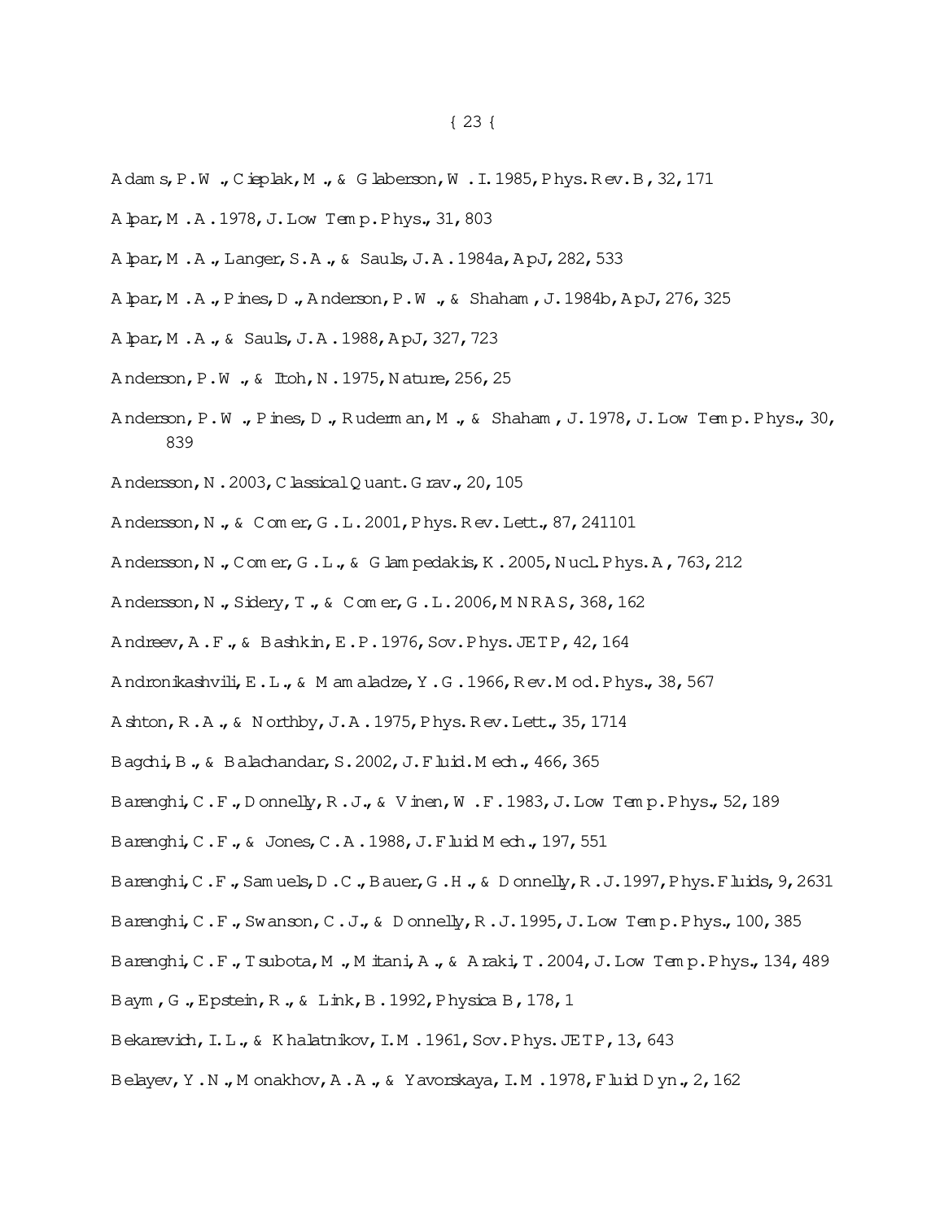Adams, P. W., Cieplak, M., & Glaberson, W. I. 1985, Phys. Rev. B, 32, 171

Alpar, M. A. 1978, J. Low Temp. Phys., 31, 803

Alpar, M. A., Langer, S. A., & Sauls, J. A. 1984a, ApJ, 282, 533

Alpar, M. A., Pines, D., Anderson, P. W., & Shaham, J. 1984b, ApJ, 276, 325

Alpar, M. A., & Sauls, J. A. 1988, ApJ, 327, 723

Anderson, P. W., & Itoh, N. 1975, Nature, 256, 25

Anderson, P. W., Pines, D., Ruderman, M., & Shaham, J. 1978, J. Low Temp. Phys., 30, 839

Andersson, N. 2003, Classical Quant. Grav., 20, 105

Andersson, N., & Comer, G. L. 2001, Phys. Rev. Lett., 87, 241101

Andersson, N., Comer, G. L., & Glampedakis, K. 2005, Nucl. Phys. A, 763, 212

Andersson, N., Sidery, T., & Comer, G. L. 2006, MNRAS, 368, 162

Andreev, A. F., & Bashkin, E. P. 1976, Sov. Phys. JETP, 42, 164

Andronikashvili, E. L., & Mamaladze, Y. G. 1966, Rev. Mod. Phys., 38, 567

Ashton, R. A., & Northby, J. A. 1975, Phys. Rev. Lett., 35, 1714

Bagchi, B., & Balachandar, S. 2002, J. Fluid. Mech., 466, 365

Barenghi, C. F., Donnelly, R. J., & Vinen, W. F. 1983, J. Low Temp. Phys., 52, 189

Barenghi, C. F., & Jones, C. A. 1988, J. Fluid Mech., 197, 551

Barenghi, C. F., Samuels, D. C., Bauer, G. H., & Donnelly, R. J. 1997, Phys. Fluids, 9, 2631

Barenghi, C. F., Swanson, C. J., & Donnelly, R. J. 1995, J. Low Temp. Phys., 100, 385

Barenghi, C. F., Tsubota, M., Mitani, A., & Araki, T. 2004, J. Low Temp. Phys., 134, 489

Baym, G., Epstein, R., & Link, B. 1992, Physica B, 178, 1

Bekarevich, I. L., & Khalatnikov, I. M. 1961, Sov. Phys. JETP, 13, 643

Belayev, Y. N., Monakhov, A. A., & Yavorskaya, I. M. 1978, Fluid Dyn., 2, 162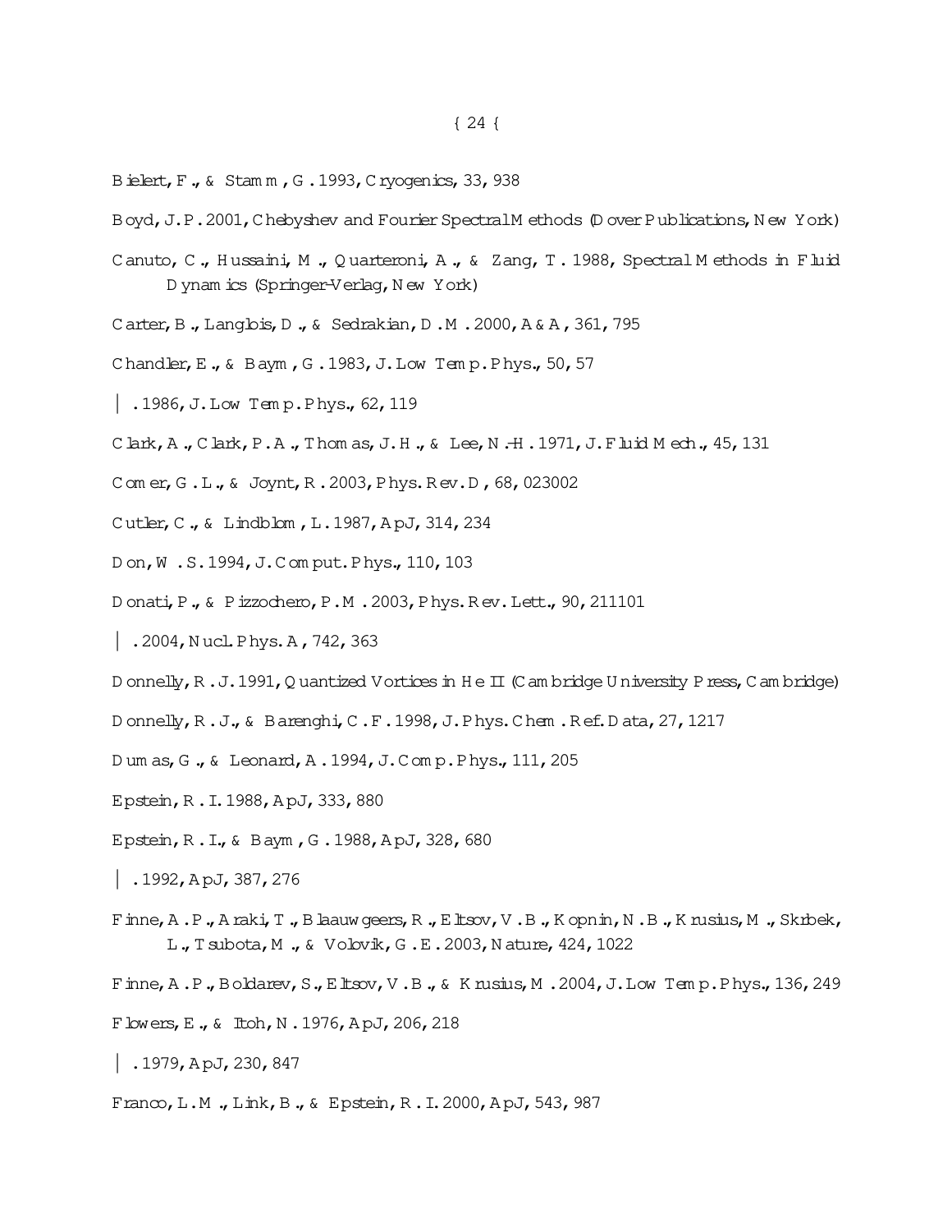Bielert, F., & Stamm, G. 1993, Cryogenics, 33, 938

Boyd, J.P. 2001, Chebyshev and Fourier Spectral Methods (Dover Publications, New York)

Canuto, C., Hussaini, M., Quarteroni, A., & Zang, T. 1988, Spectral Methods in Fluid Dynamics (Springer-Verlag, New York)

Carter, B., Langlois, D., & Sedrakian, D.M. 2000, A&A, 361, 795

Chandler, E., & Baym, G. 1983, J. Low Temp. Phys., 50, 57

—. 1986, J. Low Temp. Phys., 62, 119

Clark, A., Clark, P.A., Thomas, J.H., & Lee, N.-H. 1971, J. Fluid Mech., 45, 131

Comer, G.L., & Joynt, R. 2003, Phys. Rev. D, 68, 023002

Cutler, C., & Lindblom, L. 1987, ApJ, 314, 234

Don, W.S. 1994, J. Comput. Phys., 110, 103

Donati, P., & Pizzochero, P.M. 2003, Phys. Rev. Lett., 90, 211101

—. 2004, Nucl. Phys. A, 742, 363

Donnelly, R.J. 1991, Quantized Vortices in He II (Cambridge University Press, Cambridge)

Donnelly, R.J., & Barenghi, C.F. 1998, J. Phys. Chem. Ref. Data, 27, 1217

Dumas, G., & Leonard, A. 1994, J. Comp. Phys., 111, 205

Epstein, R.I. 1988, ApJ, 333, 880

Epstein, R.I., & Baym, G. 1988, ApJ, 328, 680

—. 1992, ApJ, 387, 276

Finne, A.P., Araki, T., Blaauwgeers, R., Eltsov, V.B., Kopnin, N.B., Krusius, M., Skrbek, L., Tsubota, M., & Volovik, G.E. 2003, Nature, 424, 1022

Finne, A.P., Boldarev, S., Eltsov, V.B., & Krusius, M. 2004, J. Low Temp. Phys., 136, 249

Flowers, E., & Itoh, N. 1976, ApJ, 206, 218

—. 1979, ApJ, 230, 847

Franco, L.M., Link, B., & Epstein, R.I. 2000, ApJ, 543, 987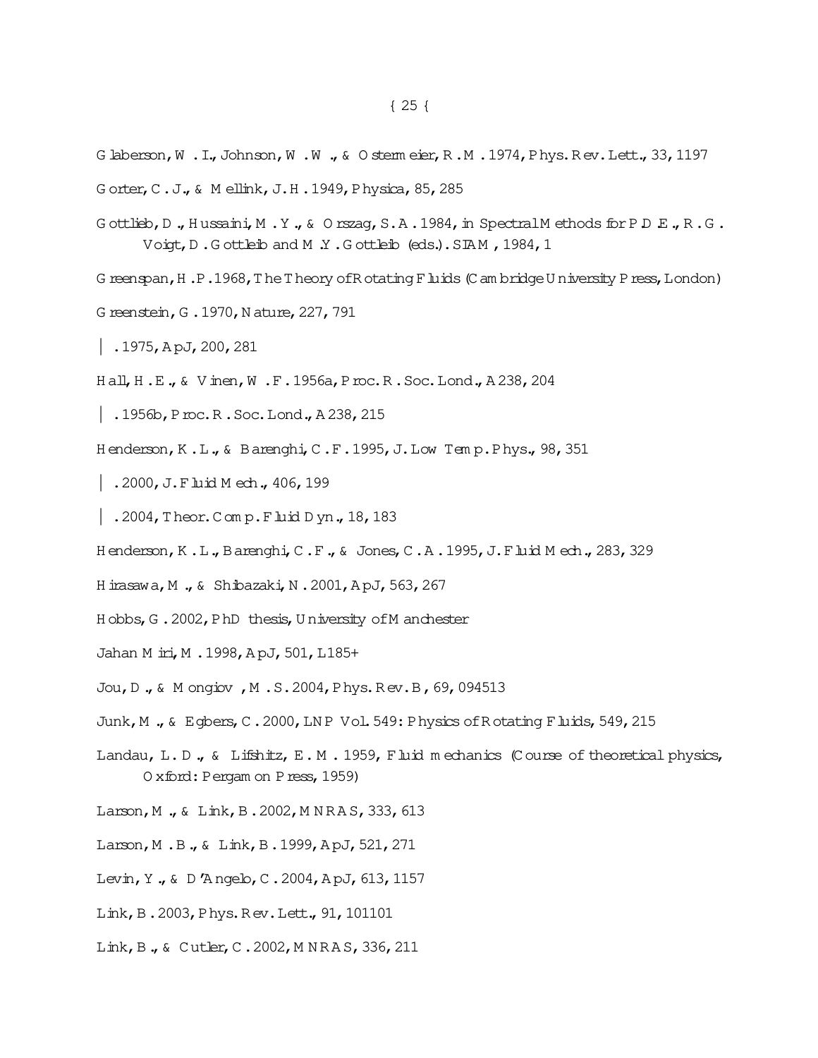Glaberson, W. I., Johnson, W. W., & Ostermeier, R. M. 1974, Phys. Rev. Lett., 33, 1197

Gorter, C. J., & Mellink, J. H. 1949, Physica, 85, 285

Gottlieb, D., Hussaini, M. Y., & Orszag, S. A. 1984, in Spectral Methods for P.D.E., R. G. Voigt, D. Gottlieb and M. Y. Gottlieb (eds.). SIAM, 1984, 1

Greenspan, H. P. 1968, The Theory of Rotating Fluids (Cambridge University Press, London)

Greenstein, G. 1970, Nature, 227, 791

—. 1975, ApJ, 200, 281

Hall, H. E., & Vinen, W. F. 1956a, Proc. R. Soc. Lond., A238, 204

—. 1956b, Proc. R. Soc. Lond., A238, 215

Henderson, K. L., & Barenghi, C. F. 1995, J. Low Temp. Phys., 98, 351

—. 2000, J. Fluid Mech., 406, 199

—. 2004, Theor. Comp. Fluid Dyn., 18, 183

Henderson, K. L., Barenghi, C. F., & Jones, C. A. 1995, J. Fluid Mech., 283, 329

Hirasawa, M., & Shibazaki, N. 2001, ApJ, 563, 267

Hobbs, G. 2002, PhD thesis, University of Manchester

Jahan Miri, M. 1998, ApJ, 501, L185+

Jou, D., & Mongiov, M. S. 2004, Phys. Rev. B, 69, 094513

Junk, M., & Egbers, C. 2000, LNP Vol. 549: Physics of Rotating Fluids, 549, 215

Landau, L. D., & Lifshitz, E. M. 1959, Fluid mechanics (Course of theoretical physics, Oxford: Pergamon Press, 1959)

Larson, M., & Link, B. 2002, MNRAS, 333, 613

Larson, M. B., & Link, B. 1999, ApJ, 521, 271

Levin, Y., & D'Angelo, C. 2004, ApJ, 613, 1157

Link, B. 2003, Phys. Rev. Lett., 91, 101101

Link, B., & Cutler, C. 2002, MNRAS, 336, 211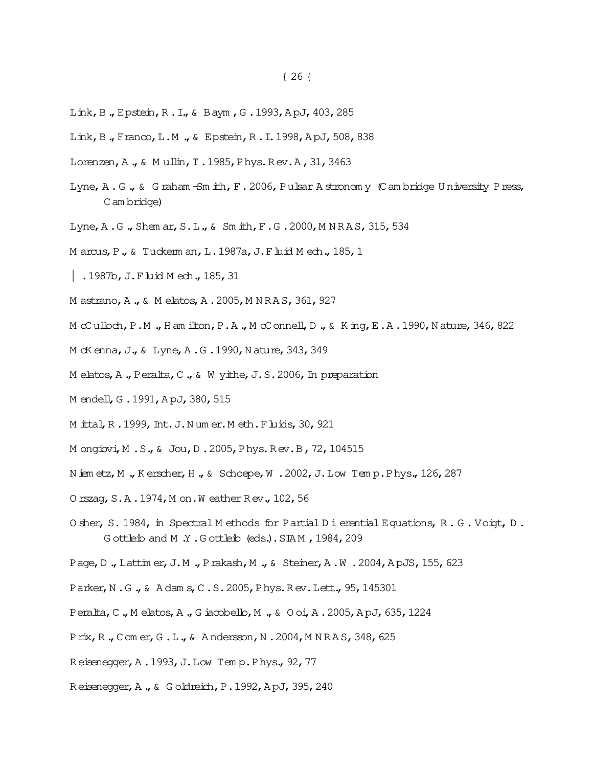Link, B., Epstein, R. I., & Baym, G. 1993, ApJ, 403, 285

Link, B., Franco, L. M., & Epstein, R. I. 1998, ApJ, 508, 838

Lorenzen, A., & Mullin, T. 1985, Phys. Rev. A, 31, 3463

Lyne, A. G., & Graham-Smith, F. 2006, Pulsar Astronomy (Cambridge University Press, Cambridge)

Lyne, A. G., Shemar, S. L., & Smith, F. G. 2000, MNRAS, 315, 534

Marcus, P., & Tuckerman, L. 1987a, J. Fluid Mech., 185, 1

—. 1987b, J. Fluid Mech., 185, 31

Mastrano, A., & Melatos, A. 2005, MNRAS, 361, 927

McCulloch, P. M., Hamilton, P. A., McConnell, D., & King, E. A. 1990, Nature, 346, 822

McKenna, J., & Lyne, A. G. 1990, Nature, 343, 349

Melatos, A., Peralta, C., & Wyithe, J. S. 2006, In preparation

Mendell, G. 1991, ApJ, 380, 515

Mittal, R. 1999, Int. J. Numer. Meth. Fluids, 30, 921

Mongiovi, M. S., & Jou, D. 2005, Phys. Rev. B, 72, 104515

Niemetz, M., Kerscher, H., & Schoepe, W. 2002, J. Low Temp. Phys., 126, 287

Orszag, S. A. 1974, Mon. Weather Rev., 102, 56

Osher, S. 1984, in Spectral Methods for Partial Differential Equations, R. G. Voigt, D. Gottlieb and M. Y. Gottlieb (eds.). SIAM, 1984, 209

Page, D., Lattimer, J. M., Prakash, M., & Steiner, A. W. 2004, ApJS, 155, 623

Parker, N. G., & Adams, C. S. 2005, Phys. Rev. Lett., 95, 145301

Peralta, C., Melatos, A., Giacobello, M., & Ooi, A. 2005, ApJ, 635, 1224

Prix, R., Comer, G. L., & Andersson, N. 2004, MNRAS, 348, 625

Reisenegger, A. 1993, J. Low Temp. Phys., 92, 77

Reisenegger, A., & Goldreich, P. 1992, ApJ, 395, 240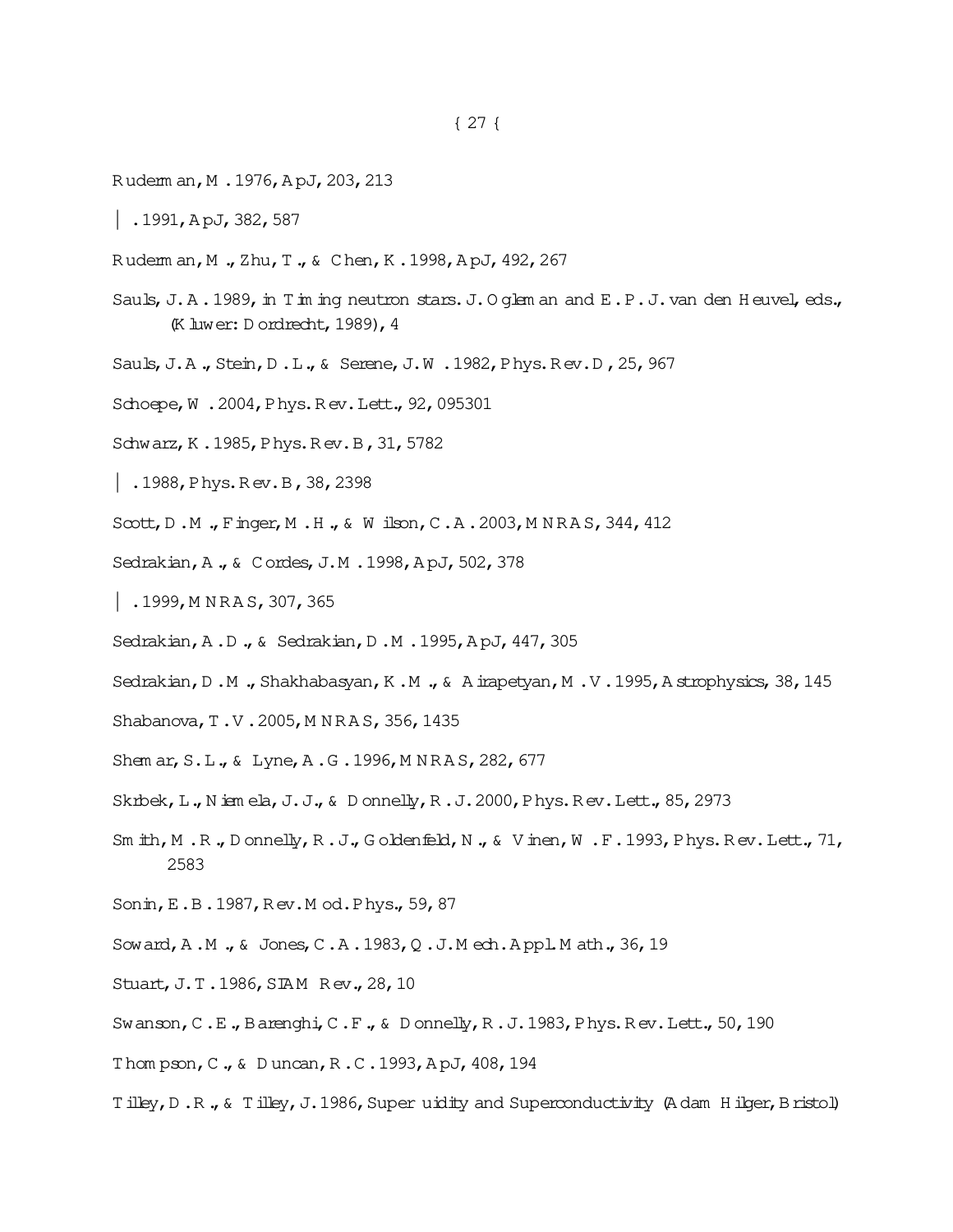Ruderman, M. 1976, ApJ, 203, 213

—. 1991, ApJ, 382, 587

Ruderman, M., Zhu, T., & Chen, K. 1998, ApJ, 492, 267

Sauls, J. A. 1989, in Timing neutron stars. J. Ogleman and E. P. J. van den Heuvel, eds., (Kluwer: Dordrecht, 1989), 4

Sauls, J. A., Stein, D. L., & Serene, J. W. 1982, Phys. Rev. D, 25, 967

Schoepe, W. 2004, Phys. Rev. Lett., 92, 095301

Schwarz, K. 1985, Phys. Rev. B, 31, 5782

—. 1988, Phys. Rev. B, 38, 2398

Scott, D. M., Finger, M. H., & Wilson, C. A. 2003, MNRAS, 344, 412

Sedrakian, A., & Cordes, J. M. 1998, ApJ, 502, 378

—. 1999, MNRAS, 307, 365

Sedrakian, A. D., & Sedrakian, D. M. 1995, ApJ, 447, 305

Sedrakian, D. M., Shakhabasyan, K. M., & Airapetyan, M. V. 1995, Astrophysics, 38, 145

Shabanova, T. V. 2005, MNRAS, 356, 1435

Shemar, S. L., & Lyne, A. G. 1996, MNRAS, 282, 677

Skrbek, L., Niemela, J. J., & Donnelly, R. J. 2000, Phys. Rev. Lett., 85, 2973

Smith, M. R., Donnelly, R. J., Goldenfeld, N., & Vinen, W. F. 1993, Phys. Rev. Lett., 71, 2583

Sonin, E. B. 1987, Rev. Mod. Phys., 59, 87

Soward, A. M., & Jones, C. A. 1983, Q. J. Mech. Appl. Math., 36, 19

Stuart, J. T. 1986, SIAM Rev., 28, 10

Swanson, C. E., Barenghi, C. F., & Donnelly, R. J. 1983, Phys. Rev. Lett., 50, 190

Thompson, C., & Duncan, R. C. 1993, ApJ, 408, 194

Tilley, D. R., & Tilley, J. 1986, Superfluidity and Superconductivity (Adam Hilger, Bristol)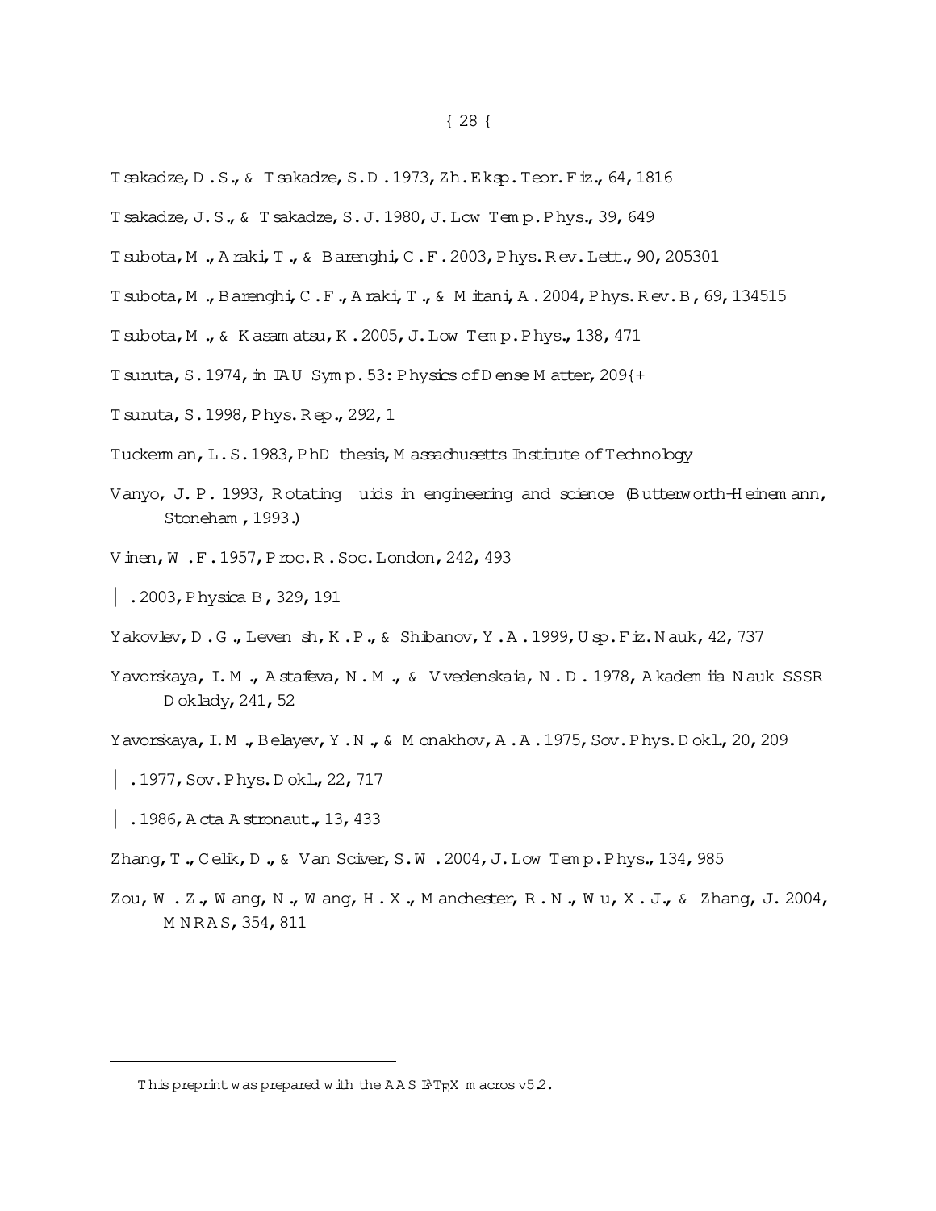Tsakadze, D. S., & Tsakadze, S. D. 1973, Zh. Eksp. Teor. Fiz., 64, 1816

Tsakadze, J. S., & Tsakadze, S. J. 1980, J. Low Temp. Phys., 39, 649

Tsubota, M., Araki, T., & Barenghi, C. F. 2003, Phys. Rev. Lett., 90, 205301

Tsubota, M., Barenghi, C. F., Araki, T., & Mitani, A. 2004, Phys. Rev. B, 69, 134515

Tsubota, M., & Kasamatsu, K. 2005, J. Low Temp. Phys., 138, 471

Tsuruta, S. 1974, in IAU Symp. 53: Physics of Dense Matter, 209–+

Tsuruta, S. 1998, Phys. Rep., 292, 1

Tuckerman, L. S. 1983, PhD thesis, Massachusetts Institute of Technology

Vanyo, J. P. 1993, Rotating fluids in engineering and science (Butterworth-Heinemann, Stoneham, 1993.)

Vinen, W. F. 1957, Proc. R. Soc. London, 242, 493

—. 2003, Physica B, 329, 191

Yakovlev, D. G., Levenfish, K. P., & Shibanov, Y. A. 1999, Usp. Fiz. Nauk, 42, 737

Yavorskaya, I. M., Astafeva, N. M., & Vvedenskaia, N. D. 1978, Akademiia Nauk SSSR Doklady, 241, 52

Yavorskaya, I. M., Belayev, Y. N., & Monakhov, A. A. 1975, Sov. Phys. Dokl., 20, 209

—. 1977, Sov. Phys. Dokl., 22, 717

—. 1986, Acta Astronaut., 13, 433

Zhang, T., Celik, D., & Van Sciver, S. W. 2004, J. Low Temp. Phys., 134, 985

Zou, W. Z., Wang, N., Wang, H. X., Manchester, R. N., Wu, X. J., & Zhang, J. 2004, MNRAS, 354, 811

This preprint was prepared with the AAS LaTeX macros v5.2.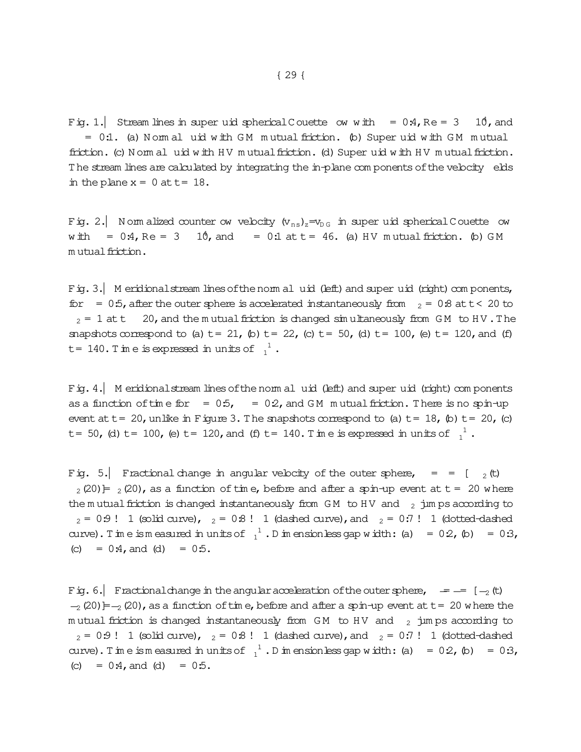Fig. 1.— Stream lines in superfluid spherical Couette flow with $\delta = 0.4$, $Re = 3 \times 10^4$, and $\kappa = 0.1$. (a) Normal fluid with GM mutual friction. (b) Superfluid with GM mutual friction. (c) Normal fluid with HV mutual friction. (d) Superfluid with HV mutual friction. The stream lines are calculated by integrating the in-plane components of the velocity fields in the plane $x = 0$ at $t = 18$.

Fig. 2.— Normalized counterflow velocity $(v_{ns})_z / v_{DG}$ in superfluid spherical Couette flow with $\delta = 0.4$, $Re = 3 \times 10^4$, and $\kappa = 0.1$ at $t = 46$. (a) HV mutual friction. (b) GM mutual friction.

Fig. 3.— Meridional stream lines of the normal fluid (left) and superfluid (right) components, for $\delta = 0.5$, after the outer sphere is accelerated instantaneously from $\Omega_2 = 0.8$ at $t < 20$ to $\Omega_2 = 1$ at $t \geq 20$, and the mutual friction is changed simultaneously from GM to HV. The snapshots correspond to (a) $t = 21$, (b) $t = 22$, (c) $t = 50$, (d) $t = 100$, (e) $t = 120$, and (f) $t = 140$. Time is expressed in units of $\Omega_1^{-1}$.

Fig. 4.— Meridional stream lines of the normal fluid (left) and superfluid (right) components as a function of time for $\delta = 0.5$, $\kappa = 0.2$, and GM mutual friction. There is no spin-up event at $t = 20$, unlike in Figure 3. The snapshots correspond to (a) $t = 18$, (b) $t = 20$, (c) $t = 50$, (d) $t = 100$, (e) $t = 120$, and (f) $t = 140$. Time is expressed in units of $\Omega_1^{-1}$.

Fig. 5.— Fractional change in angular velocity of the outer sphere, $\Delta\Omega/\Omega = [\Omega_2(t) - \Omega_2(20)]/\Omega_2(20)$, as a function of time, before and after a spin-up event at $t = 20$ where the mutual friction is changed instantaneously from GM to HV and $\Omega_2$ jumps according to $\Omega_2 = 0.9 \to 1$ (solid curve), $\Omega_2 = 0.8 \to 1$ (dashed curve), and $\Omega_2 = 0.7 \to 1$ (dotted-dashed curve). Time is measured in units of $\Omega_1^{-1}$. Dimensionless gap width: (a) $\delta = 0.2$, (b) $\delta = 0.3$, (c) $\delta = 0.4$, and (d) $\delta = 0.5$.

Fig. 6.— Fractional change in the angular acceleration of the outer sphere, $\Delta\dot{\Omega}/\dot{\Omega} = [\dot{\Omega}_2(t) - \dot{\Omega}_2(20)]/\dot{\Omega}_2(20)$, as a function of time, before and after a spin-up event at $t = 20$ where the mutual friction is changed instantaneously from GM to HV and $\Omega_2$ jumps according to $\Omega_2 = 0.9 \to 1$ (solid curve), $\Omega_2 = 0.8 \to 1$ (dashed curve), and $\Omega_2 = 0.7 \to 1$ (dotted-dashed curve). Time is measured in units of $\Omega_1^{-1}$. Dimensionless gap width: (a) $\delta = 0.2$, (b) $\delta = 0.3$, (c) $\delta = 0.4$, and (d) $\delta = 0.5$.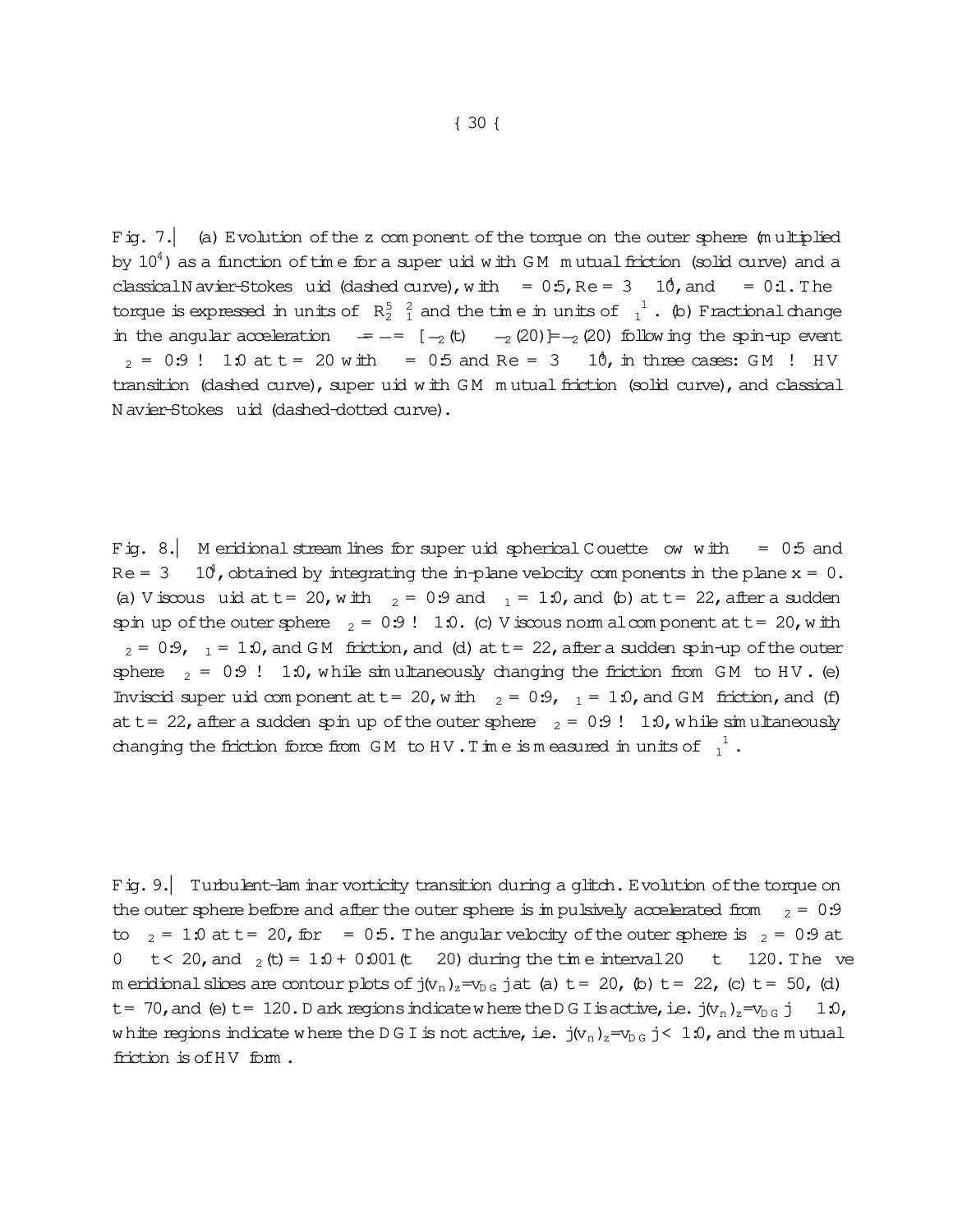Fig. 7.— (a) Evolution of the z component of the torque on the outer sphere (multiplied by $10^4$) as a function of time for a superfluid with GM mutual friction (solid curve) and a classical Navier-Stokes fluid (dashed curve), with $\delta = 0.5$, $Re = 3 \times 10^4$, and $\Delta\Omega = 0.1$. The torque is expressed in units of $\rho R_2^5 \Omega_1^2$ and the time in units of $\Omega_1^{-1}$. (b) Fractional change in the angular acceleration $\dot{\Omega}/\dot{\Omega} = [\dot{\Omega}_2(t) - \dot{\Omega}_2(20)]/\dot{\Omega}_2(20)$ following the spin-up event $\Omega_2 = 0.9 \to 1.0$ at $t = 20$ with $\delta = 0.5$ and $Re = 3 \times 10^4$, in three cases: GM $\to$ HV transition (dashed curve), superfluid with GM mutual friction (solid curve), and classical Navier-Stokes fluid (dashed-dotted curve).

Fig. 8.— Meridional streamlines for superfluid spherical Couette flow with $\delta = 0.5$ and $Re = 3 \times 10^4$, obtained by integrating the in-plane velocity components in the plane $x = 0$. (a) Viscous fluid at $t = 20$, with $\Omega_2 = 0.9$ and $\Omega_1 = 1.0$, and (b) at $t = 22$, after a sudden spin up of the outer sphere $\Omega_2 = 0.9 \to 1.0$. (c) Viscous normal component at $t = 20$, with $\Omega_2 = 0.9$, $\Omega_1 = 1.0$, and GM friction, and (d) at $t = 22$, after a sudden spin-up of the outer sphere $\Omega_2 = 0.9 \to 1.0$, while simultaneously changing the friction from GM to HV. (e) Inviscid superfluid component at $t = 20$, with $\Omega_2 = 0.9$, $\Omega_1 = 1.0$, and GM friction, and (f) at $t = 22$, after a sudden spin up of the outer sphere $\Omega_2 = 0.9 \to 1.0$, while simultaneously changing the friction force from GM to HV. Time is measured in units of $\Omega_1^{-1}$.

Fig. 9.— Turbulent-laminar vorticity transition during a glitch. Evolution of the torque on the outer sphere before and after the outer sphere is impulsively accelerated from $\Omega_2 = 0.9$ to $\Omega_2 = 1.0$ at $t = 20$, for $\delta = 0.5$. The angular velocity of the outer sphere is $\Omega_2 = 0.9$ at $0 \leq t < 20$, and $\Omega_2(t) = 1.0 + 0.001(t - 20)$ during the time interval $20 \leq t \leq 120$. The five meridional slices are contour plots of $|(v_n)_z/v_{DG}|$ at (a) $t = 20$, (b) $t = 22$, (c) $t = 50$, (d) $t = 70$, and (e) $t = 120$. Dark regions indicate where the DGI is active, i.e. $|(v_n)_z/v_{DG}| \geq 1.0$, white regions indicate where the DGI is not active, i.e. $|(v_n)_z/v_{DG}| < 1.0$, and the mutual friction is of HV form.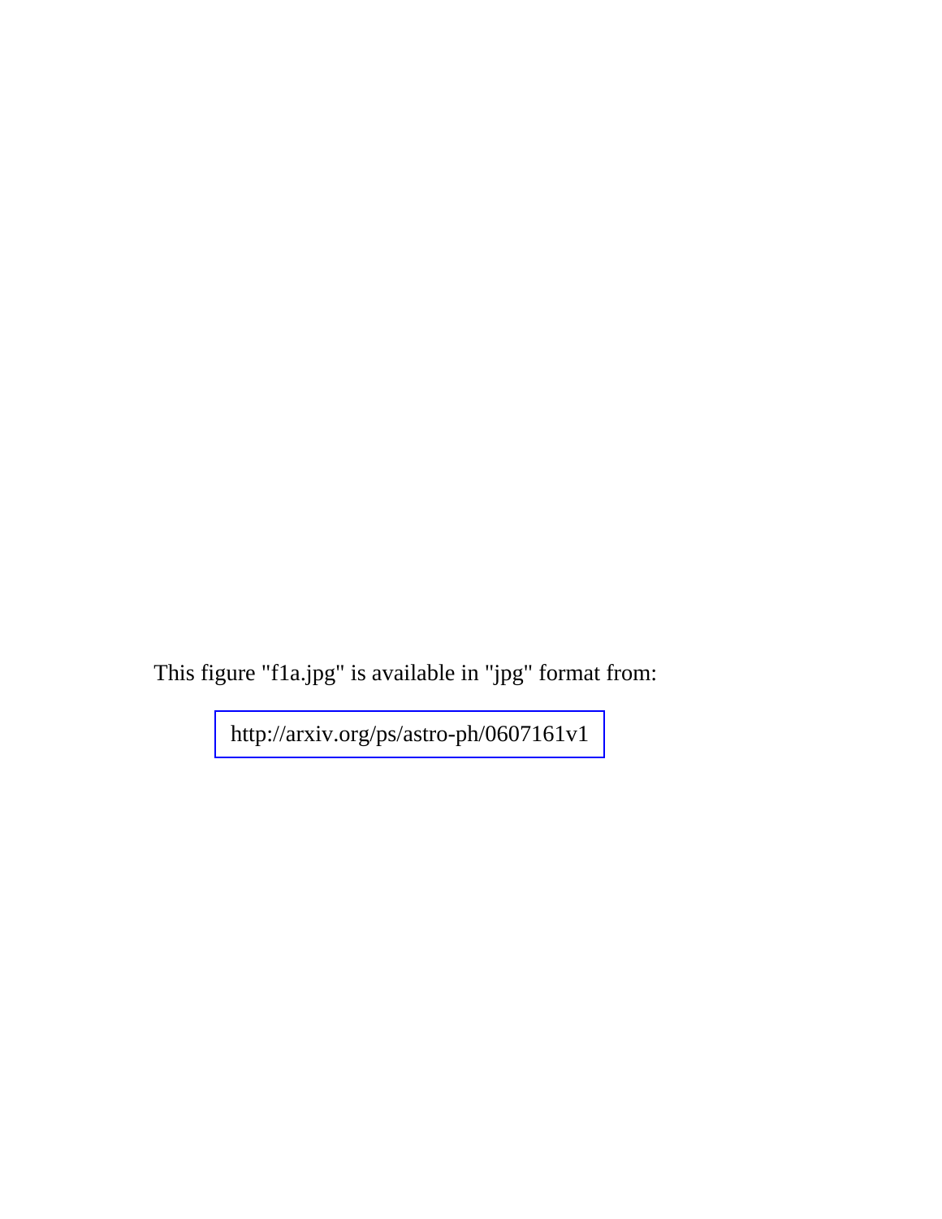This figure "f1a.jpg" is available in "jpg" format from:

http://arxiv.org/ps/astro-ph/0607161v1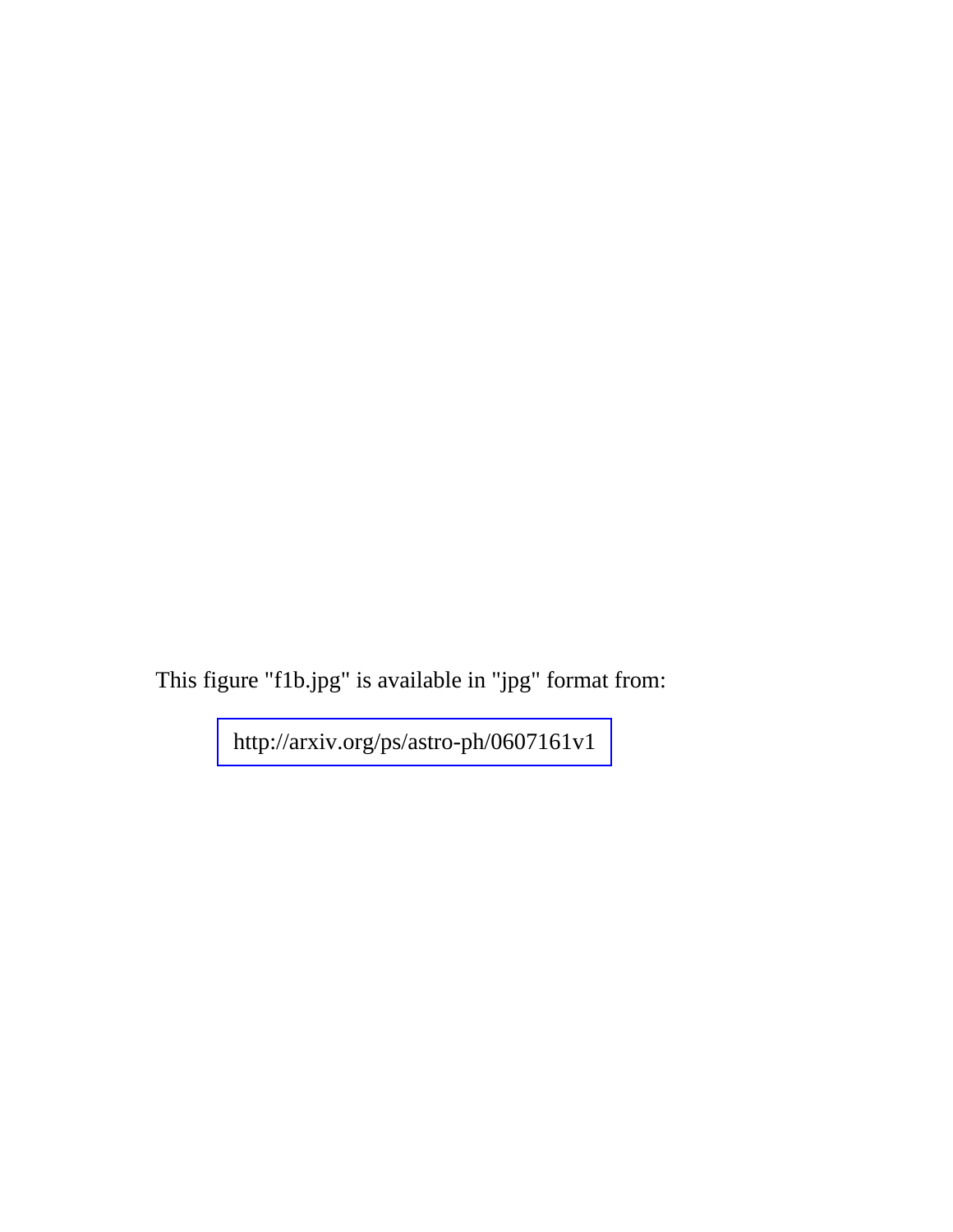This figure "f1b.jpg" is available in "jpg" format from:

http://arxiv.org/ps/astro-ph/0607161v1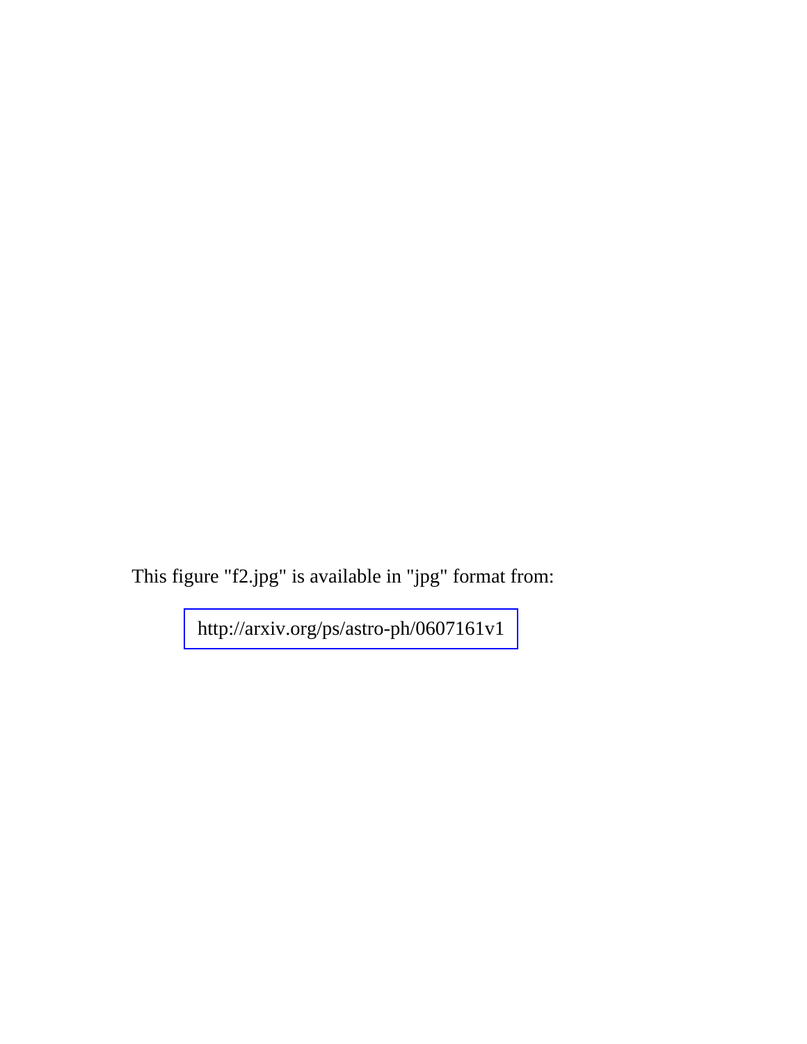This figure "f2.jpg" is available in "jpg" format from:

http://arxiv.org/ps/astro-ph/0607161v1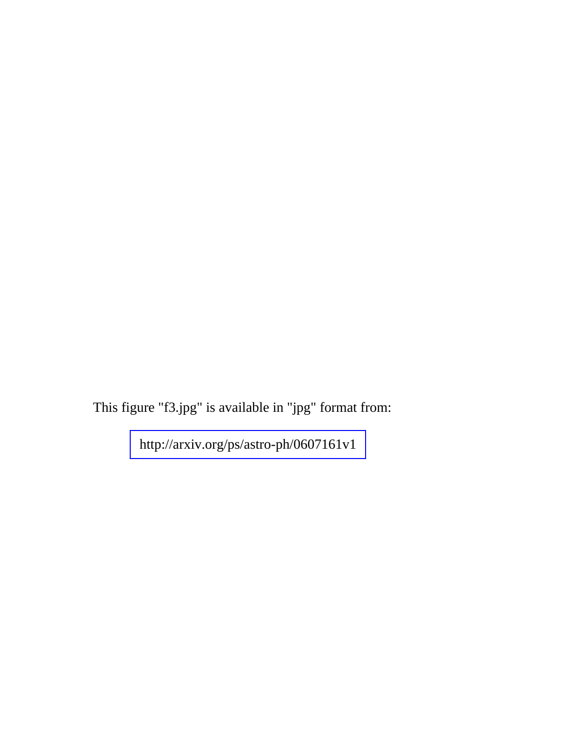This figure "f3.jpg" is available in "jpg" format from:

http://arxiv.org/ps/astro-ph/0607161v1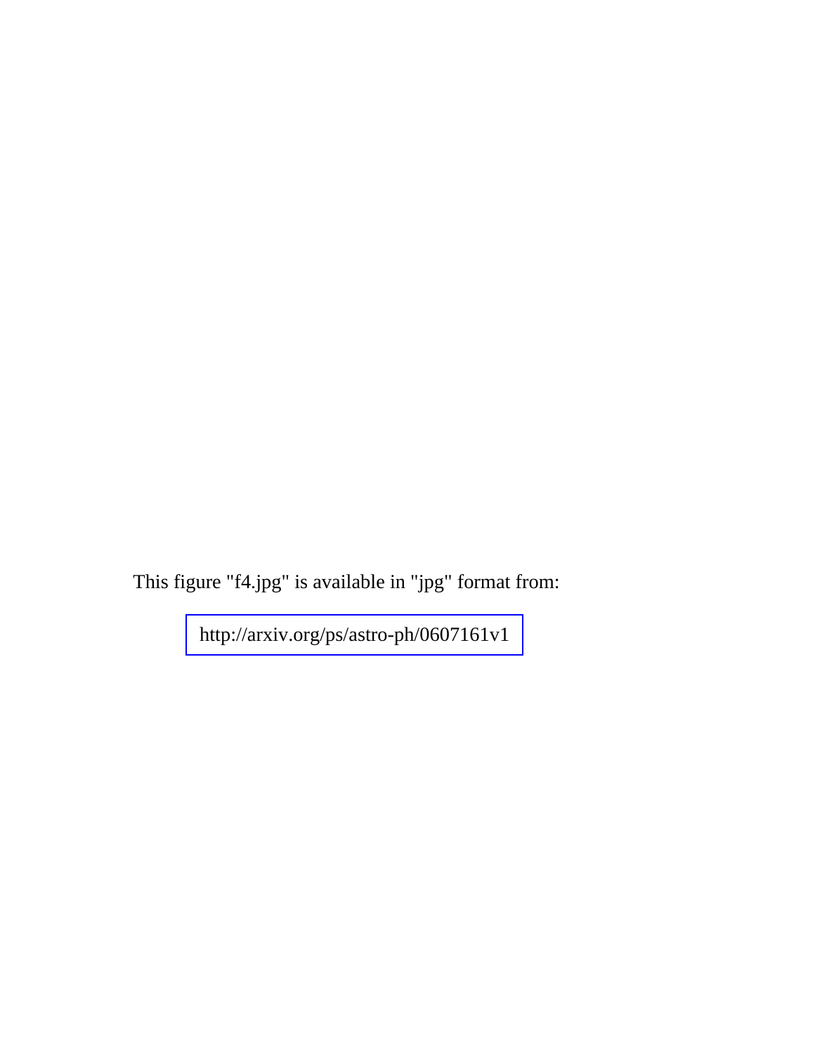This figure "f4.jpg" is available in "jpg" format from:

http://arxiv.org/ps/astro-ph/0607161v1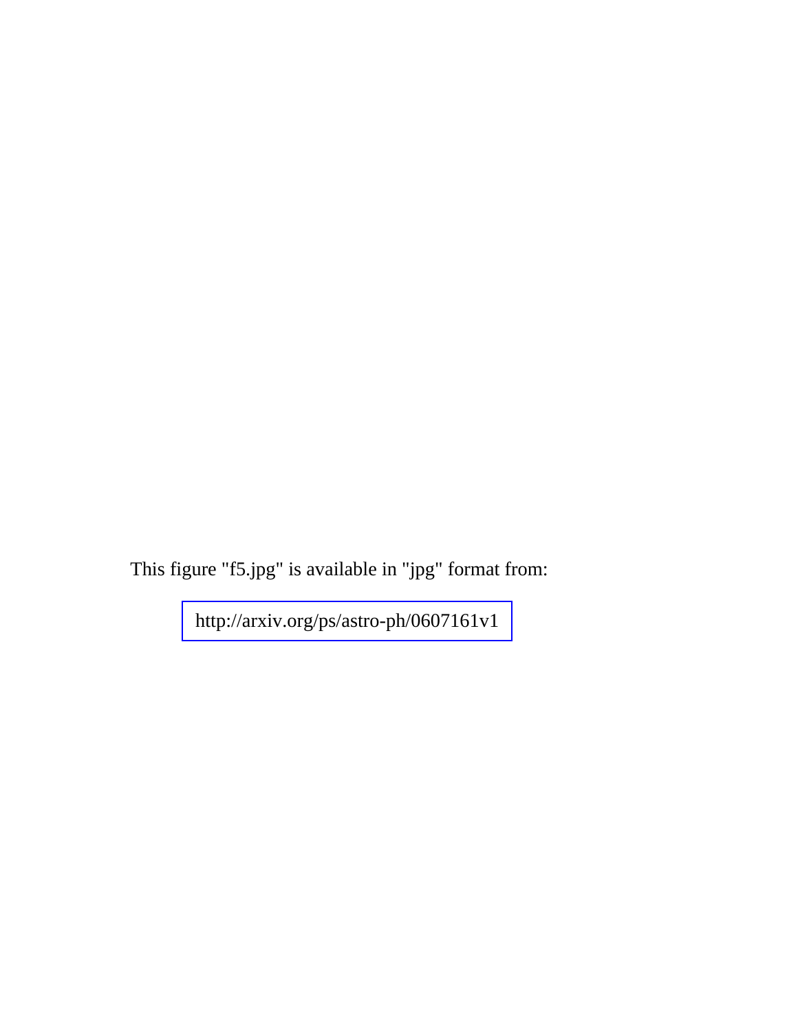This figure "f5.jpg" is available in "jpg" format from:

http://arxiv.org/ps/astro-ph/0607161v1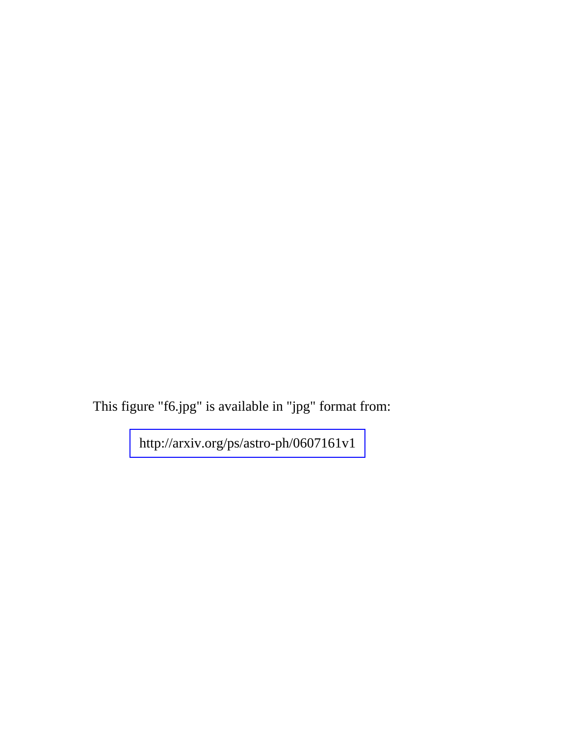This figure "f6.jpg" is available in "jpg" format from:

http://arxiv.org/ps/astro-ph/0607161v1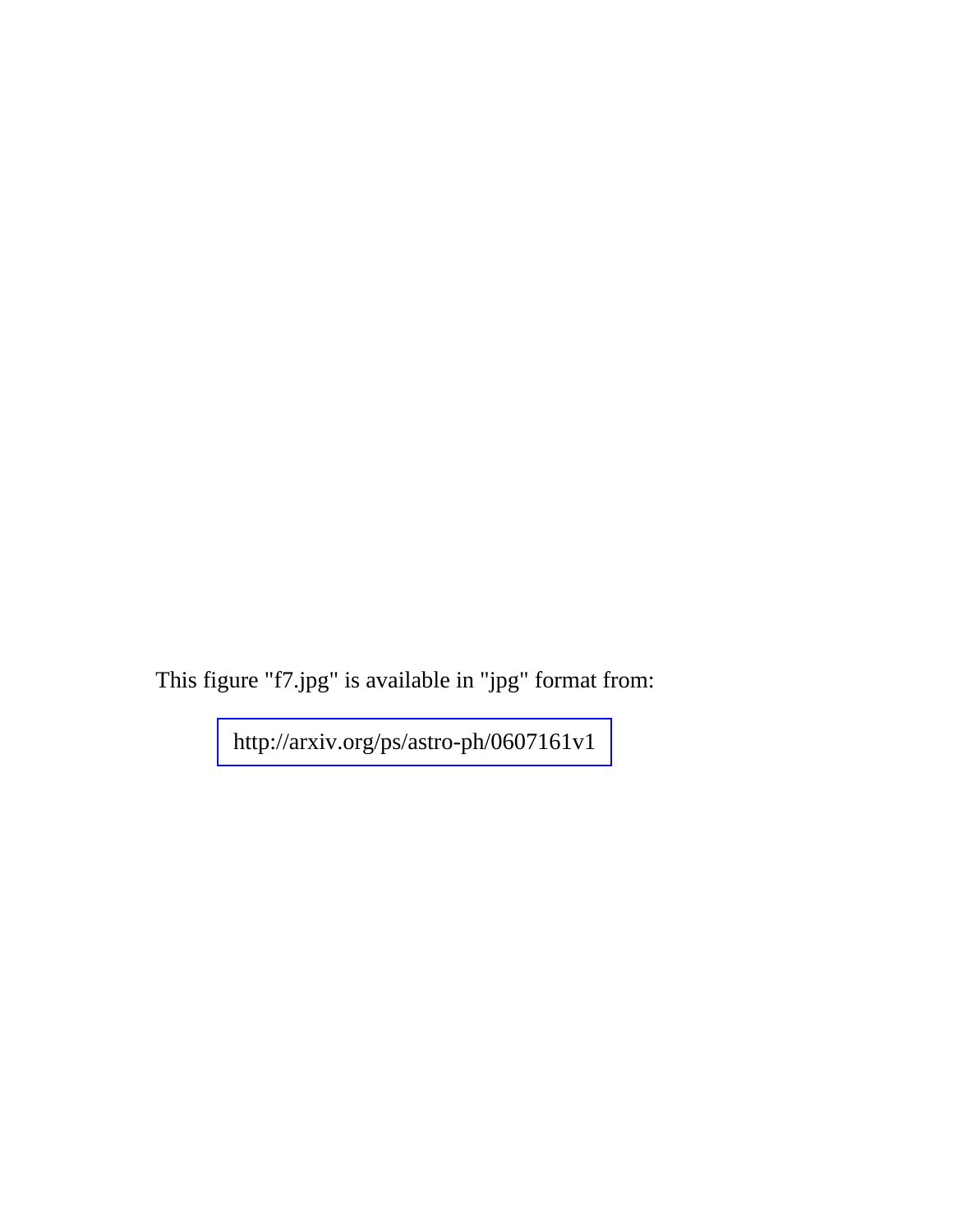This figure "f7.jpg" is available in "jpg" format from:

http://arxiv.org/ps/astro-ph/0607161v1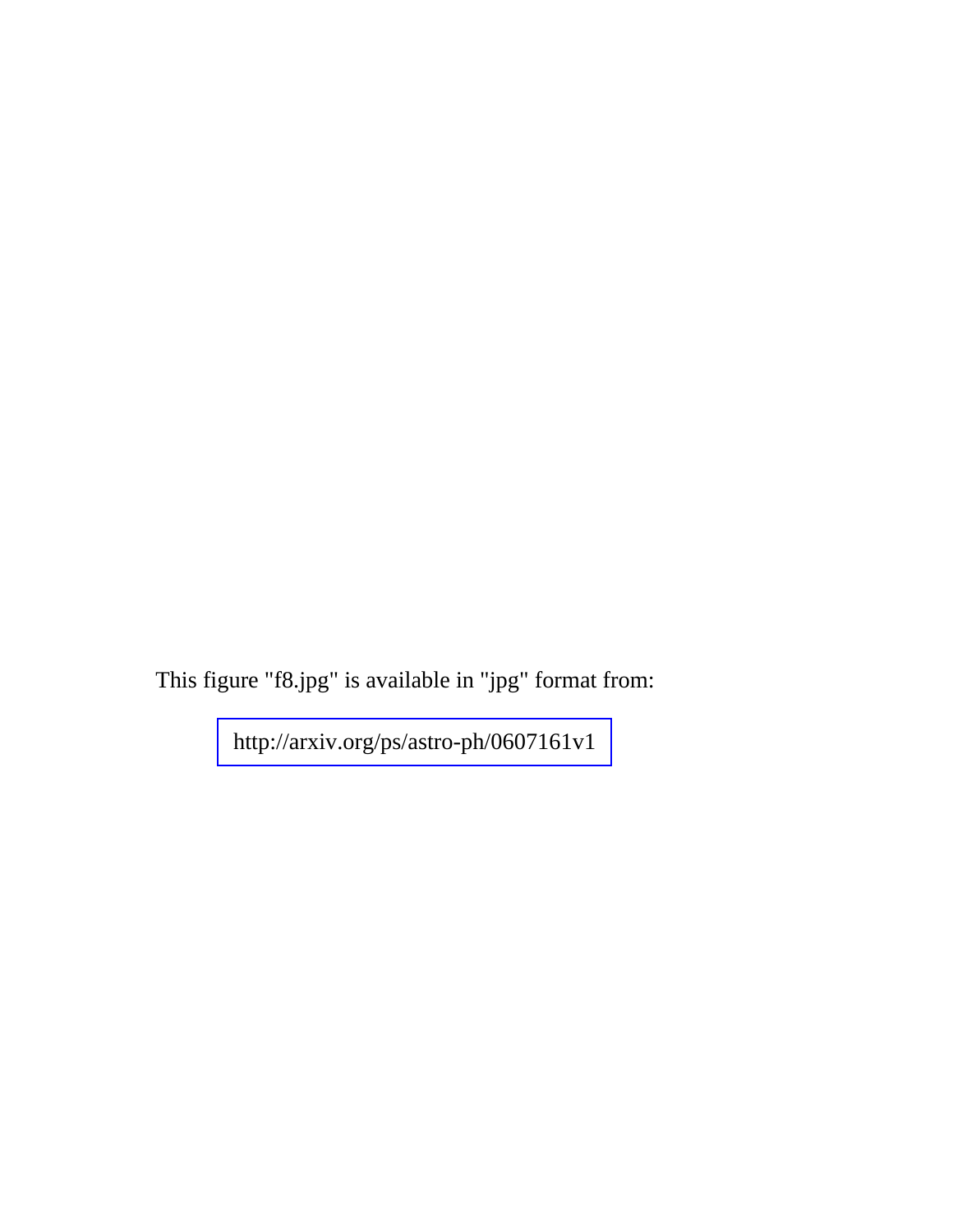This figure "f8.jpg" is available in "jpg" format from:

http://arxiv.org/ps/astro-ph/0607161v1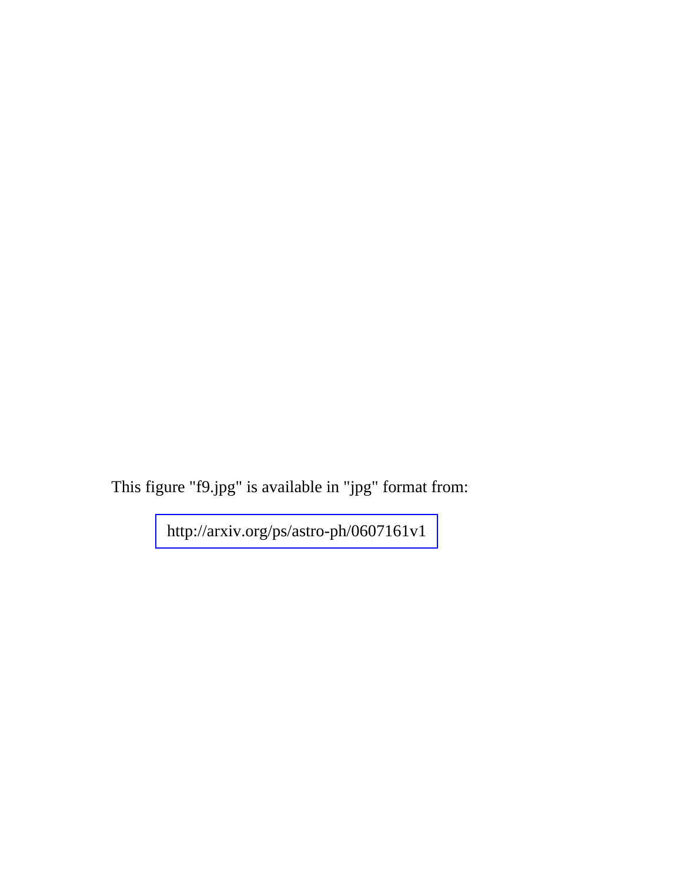This figure "f9.jpg" is available in "jpg" format from:

http://arxiv.org/ps/astro-ph/0607161v1